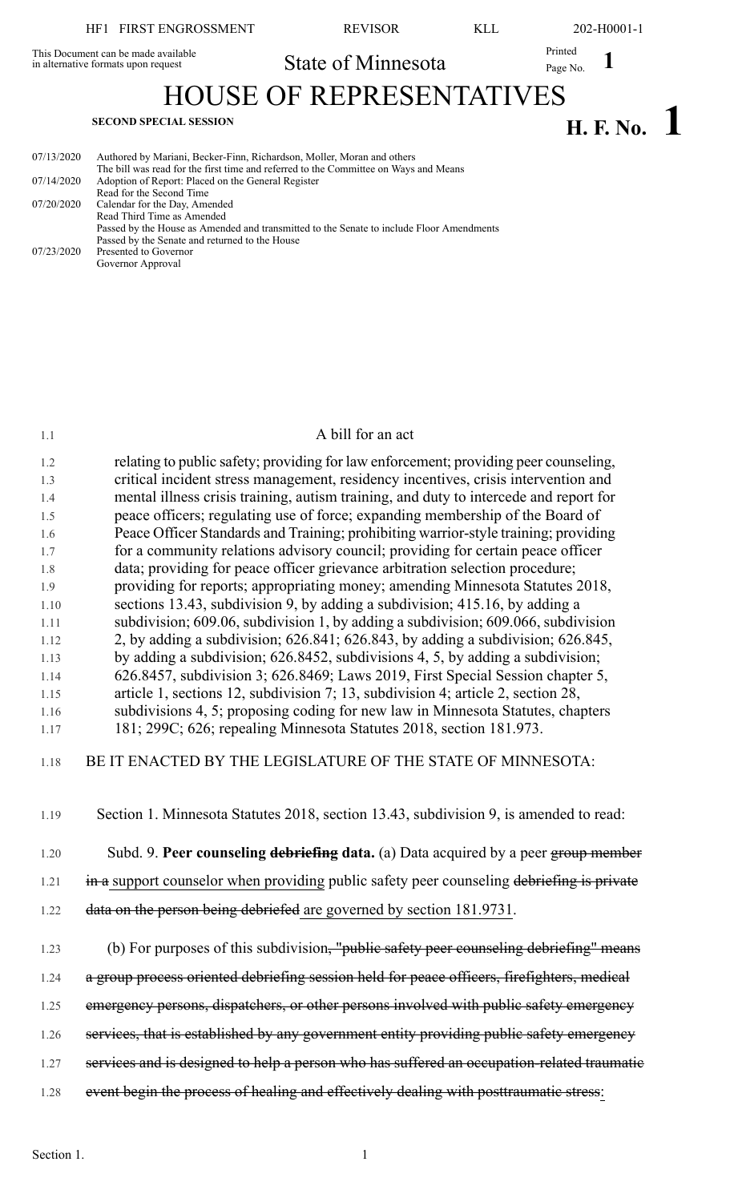HF1 FIRST ENGROSSMENT | REVISOR | KLL | 202-H0001-1

This Document can be made available in alternative formats upon request

State of Minnesota

# HOUSE OF REPRESENTATIVES

**SECOND SPECIAL SESSION**

**H. F. No. 1**

| | |
|---|---|
| 07/13/2020 | Authored by Mariani, Becker-Finn, Richardson, Moller, Moran and others<br>The bill was read for the first time and referred to the Committee on Ways and Means |
| 07/14/2020 | Adoption of Report: Placed on the General Register<br>Read for the Second Time |
| 07/20/2020 | Calendar for the Day, Amended<br>Read Third Time as Amended<br>Passed by the House as Amended and transmitted to the Senate to include Floor Amendments<br>Passed by the Senate and returned to the House |
| 07/23/2020 | Presented to Governor<br>Governor Approval |

A bill for an act

relating to public safety; providing for law enforcement; providing peer counseling, critical incident stress management, residency incentives, crisis intervention and mental illness crisis training, autism training, and duty to intercede and report for peace officers; regulating use of force; expanding membership of the Board of Peace Officer Standards and Training; prohibiting warrior-style training; providing for a community relations advisory council; providing for certain peace officer data; providing for peace officer grievance arbitration selection procedure; providing for reports; appropriating money; amending Minnesota Statutes 2018, sections 13.43, subdivision 9, by adding a subdivision; 415.16, by adding a subdivision; 609.06, subdivision 1, by adding a subdivision; 609.066, subdivision 2, by adding a subdivision; 626.841; 626.843, by adding a subdivision; 626.845, by adding a subdivision; 626.8452, subdivisions 4, 5, by adding a subdivision; 626.8457, subdivision 3; 626.8469; Laws 2019, First Special Session chapter 5, article 1, sections 12, subdivision 7; 13, subdivision 4; article 2, section 28, subdivisions 4, 5; proposing coding for new law in Minnesota Statutes, chapters 181; 299C; 626; repealing Minnesota Statutes 2018, section 181.973.

BE IT ENACTED BY THE LEGISLATURE OF THE STATE OF MINNESOTA:

Section 1. Minnesota Statutes 2018, section 13.43, subdivision 9, is amended to read:

Subd. 9. **Peer counseling ~~debriefing~~ data.** (a) Data acquired by a peer ~~group member in a~~ support counselor when providing public safety peer counseling ~~debriefing is private data on the person being debriefed~~ are governed by section 181.9731.

(b) For purposes of this subdivision~~, "public safety peer counseling debriefing" means a group process oriented debriefing session held for peace officers, firefighters, medical emergency persons, dispatchers, or other persons involved with public safety emergency services, that is established by any government entity providing public safety emergency services and is designed to help a person who has suffered an occupation-related traumatic event begin the process of healing and effectively dealing with posttraumatic stress~~: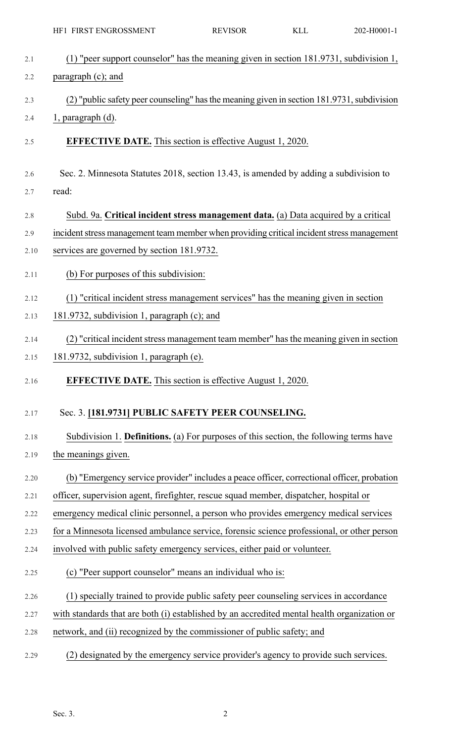(1) "peer support counselor" has the meaning given in section 181.9731, subdivision 1, paragraph (c); and

(2) "public safety peer counseling" has the meaning given in section 181.9731, subdivision 1, paragraph (d).

**EFFECTIVE DATE.** This section is effective August 1, 2020.

Sec. 2. Minnesota Statutes 2018, section 13.43, is amended by adding a subdivision to read:

Subd. 9a. **Critical incident stress management data.** (a) Data acquired by a critical incident stress management team member when providing critical incident stress management services are governed by section 181.9732.

(b) For purposes of this subdivision:

(1) "critical incident stress management services" has the meaning given in section 181.9732, subdivision 1, paragraph (c); and

(2) "critical incident stress management team member" has the meaning given in section 181.9732, subdivision 1, paragraph (e).

**EFFECTIVE DATE.** This section is effective August 1, 2020.

Sec. 3. **[181.9731] PUBLIC SAFETY PEER COUNSELING.**

Subdivision 1. **Definitions.** (a) For purposes of this section, the following terms have the meanings given.

(b) "Emergency service provider" includes a peace officer, correctional officer, probation officer, supervision agent, firefighter, rescue squad member, dispatcher, hospital or emergency medical clinic personnel, a person who provides emergency medical services for a Minnesota licensed ambulance service, forensic science professional, or other person involved with public safety emergency services, either paid or volunteer.

(c) "Peer support counselor means an individual who is:

(1) specially trained to provide public safety peer counseling services in accordance with standards that are both (i) established by an accredited mental health organization or network, and (ii) recognized by the commissioner of public safety; and

(2) designated by the emergency service provider's agency to provide such services.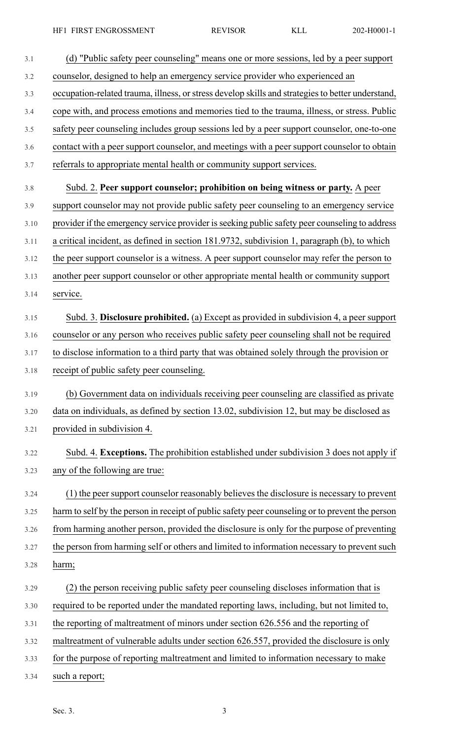(d) "Public safety peer counseling" means one or more sessions, led by a peer support counselor, designed to help an emergency service provider who experienced an occupation-related trauma, illness, or stress develop skills and strategies to better understand, cope with, and process emotions and memories tied to the trauma, illness, or stress. Public safety peer counseling includes group sessions led by a peer support counselor, one-to-one contact with a peer support counselor, and meetings with a peer support counselor to obtain referrals to appropriate mental health or community support services.

Subd. 2. **Peer support counselor; prohibition on being witness or party.** A peer support counselor may not provide public safety peer counseling to an emergency service provider if the emergency service provider is seeking public safety peer counseling to address a critical incident, as defined in section 181.9732, subdivision 1, paragraph (b), to which the peer support counselor is a witness. A peer support counselor may refer the person to another peer support counselor or other appropriate mental health or community support service.

Subd. 3. **Disclosure prohibited.** (a) Except as provided in subdivision 4, a peer support counselor or any person who receives public safety peer counseling shall not be required to disclose information to a third party that was obtained solely through the provision or receipt of public safety peer counseling.

(b) Government data on individuals receiving peer counseling are classified as private data on individuals, as defined by section 13.02, subdivision 12, but may be disclosed as provided in subdivision 4.

Subd. 4. **Exceptions.** The prohibition established under subdivision 3 does not apply if any of the following are true:

(1) the peer support counselor reasonably believes the disclosure is necessary to prevent harm to self by the person in receipt of public safety peer counseling or to prevent the person from harming another person, provided the disclosure is only for the purpose of preventing the person from harming self or others and limited to information necessary to prevent such harm;

(2) the person receiving public safety peer counseling discloses information that is required to be reported under the mandated reporting laws, including, but not limited to, the reporting of maltreatment of minors under section 626.556 and the reporting of maltreatment of vulnerable adults under section 626.557, provided the disclosure is only for the purpose of reporting maltreatment and limited to information necessary to make such a report;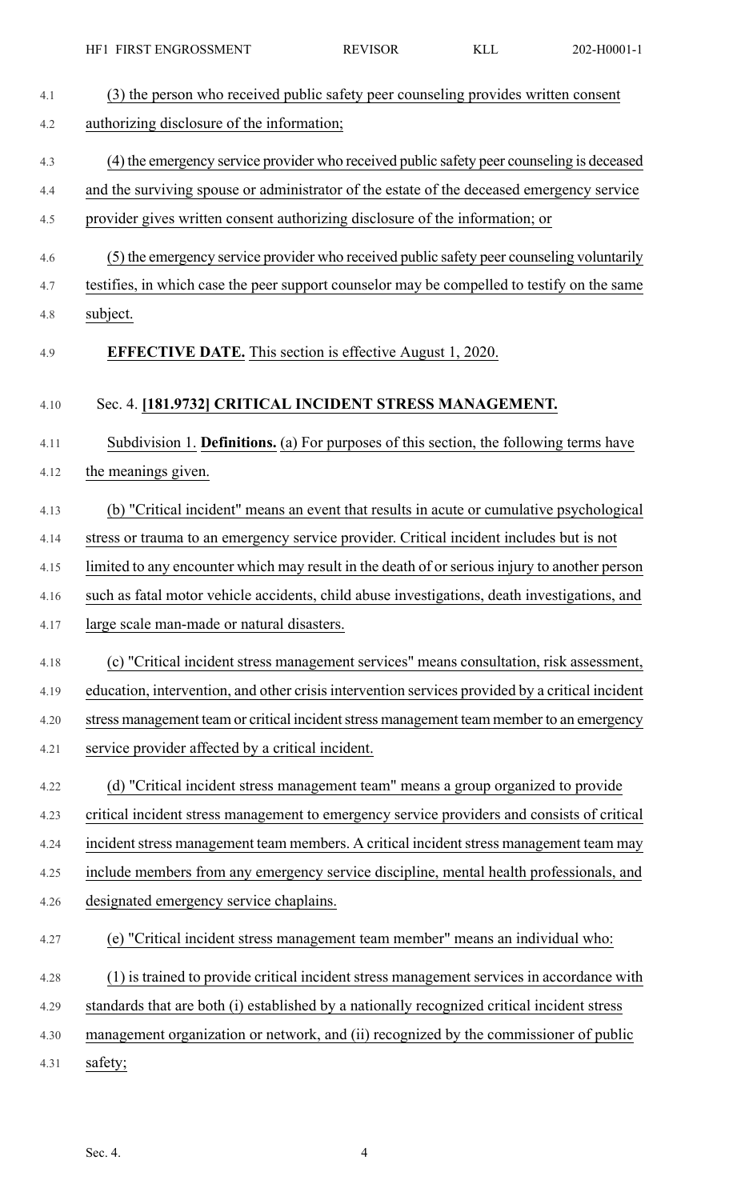(3) the person who received public safety peer counseling provides written consent authorizing disclosure of the information;

(4) the emergency service provider who received public safety peer counseling is deceased and the surviving spouse or administrator of the estate of the deceased emergency service provider gives written consent authorizing disclosure of the information; or

(5) the emergency service provider who received public safety peer counseling voluntarily testifies, in which case the peer support counselor may be compelled to testify on the same subject.

**EFFECTIVE DATE.** This section is effective August 1, 2020.

Sec. 4. **[181.9732] CRITICAL INCIDENT STRESS MANAGEMENT.**

Subdivision 1. **Definitions.** (a) For purposes of this section, the following terms have the meanings given.

(b) "Critical incident" means an event that results in acute or cumulative psychological stress or trauma to an emergency service provider. Critical incident includes but is not limited to any encounter which may result in the death of or serious injury to another person such as fatal motor vehicle accidents, child abuse investigations, death investigations, and large scale man-made or natural disasters.

(c) "Critical incident stress management services" means consultation, risk assessment, education, intervention, and other crisis intervention services provided by a critical incident stress management team or critical incident stress management team member to an emergency service provider affected by a critical incident.

(d) "Critical incident stress management team" means a group organized to provide critical incident stress management to emergency service providers and consists of critical incident stress management team members. A critical incident stress management team may include members from any emergency service discipline, mental health professionals, and designated emergency service chaplains.

(e) "Critical incident stress management team member" means an individual who:

(1) is trained to provide critical incident stress management services in accordance with standards that are both (i) established by a nationally recognized critical incident stress management organization or network, and (ii) recognized by the commissioner of public safety;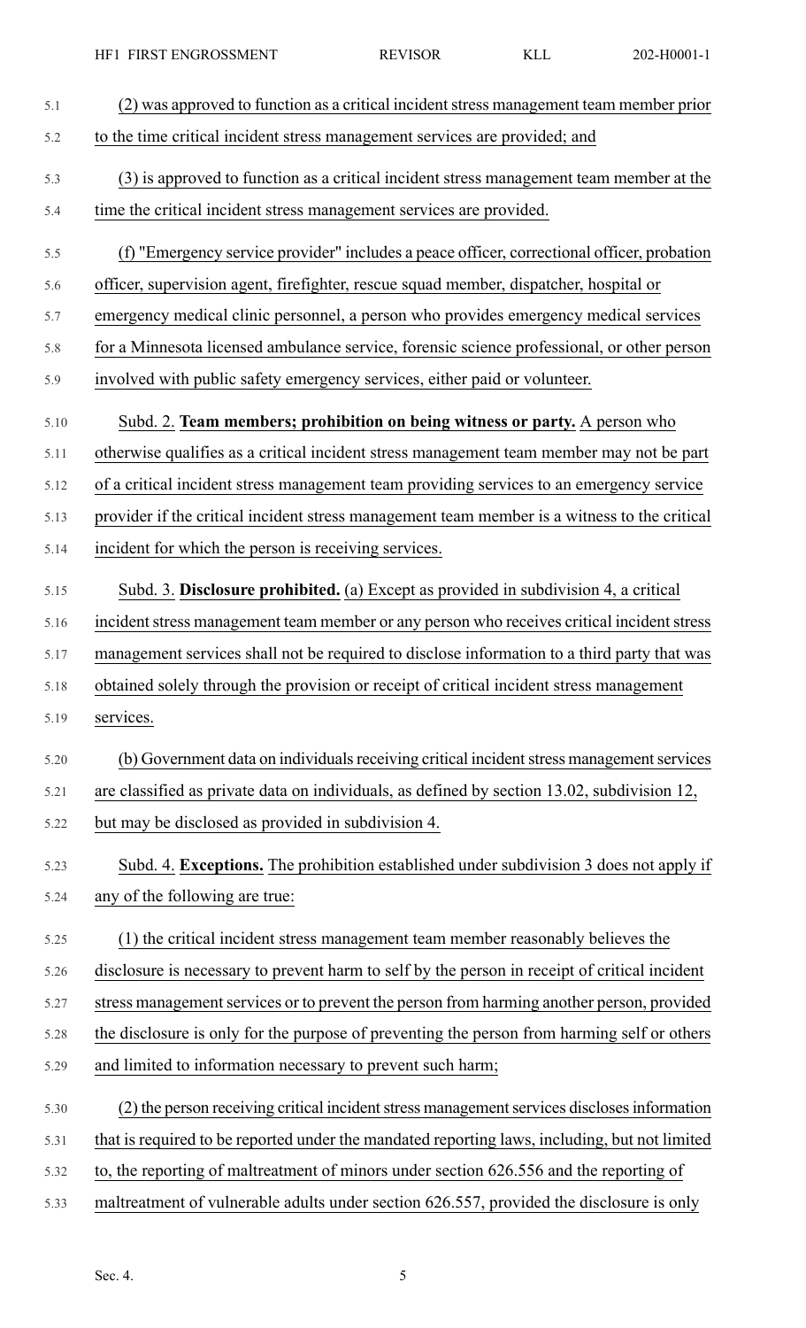(2) was approved to function as a critical incident stress management team member prior to the time critical incident stress management services are provided; and

(3) is approved to function as a critical incident stress management team member at the time the critical incident stress management services are provided.

(f) "Emergency service provider" includes a peace officer, correctional officer, probation officer, supervision agent, firefighter, rescue squad member, dispatcher, hospital or emergency medical clinic personnel, a person who provides emergency medical services for a Minnesota licensed ambulance service, forensic science professional, or other person involved with public safety emergency services, either paid or volunteer.

Subd. 2. **Team members; prohibition on being witness or party.** A person who otherwise qualifies as a critical incident stress management team member may not be part of a critical incident stress management team providing services to an emergency service provider if the critical incident stress management team member is a witness to the critical incident for which the person is receiving services.

Subd. 3. **Disclosure prohibited.** (a) Except as provided in subdivision 4, a critical incident stress management team member or any person who receives critical incident stress management services shall not be required to disclose information to a third party that was obtained solely through the provision or receipt of critical incident stress management services.

(b) Government data on individuals receiving critical incident stress management services are classified as private data on individuals, as defined by section 13.02, subdivision 12, but may be disclosed as provided in subdivision 4.

Subd. 4. **Exceptions.** The prohibition established under subdivision 3 does not apply if any of the following are true:

(1) the critical incident stress management team member reasonably believes the disclosure is necessary to prevent harm to self by the person in receipt of critical incident stress management services or to prevent the person from harming another person, provided the disclosure is only for the purpose of preventing the person from harming self or others and limited to information necessary to prevent such harm;

(2) the person receiving critical incident stress management services discloses information that is required to be reported under the mandated reporting laws, including, but not limited to, the reporting of maltreatment of minors under section 626.556 and the reporting of maltreatment of vulnerable adults under section 626.557, provided the disclosure is only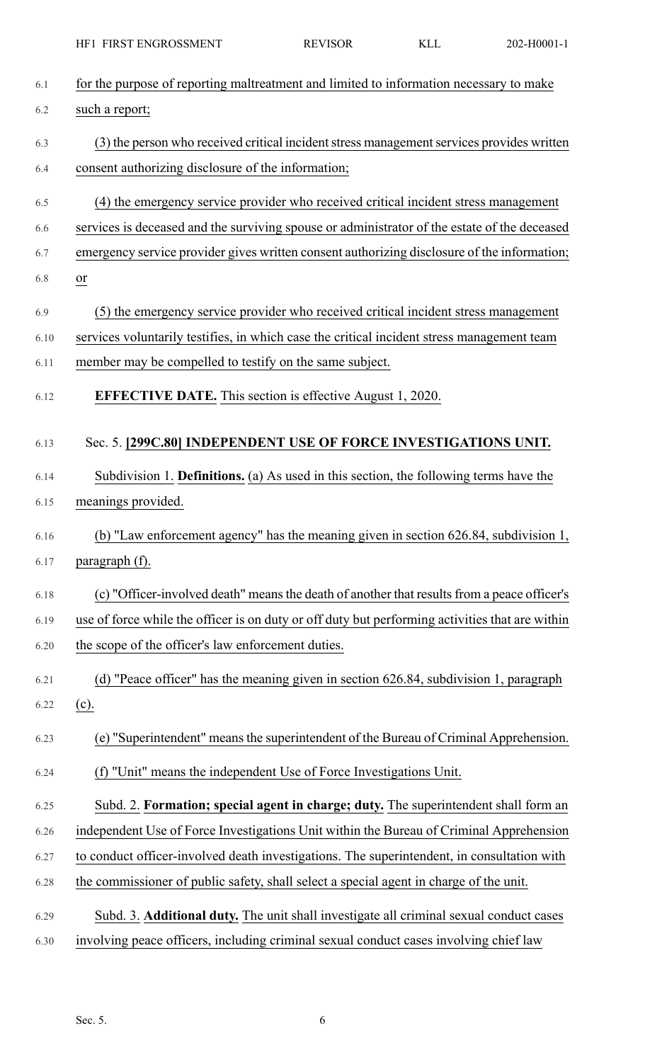for the purpose of reporting maltreatment and limited to information necessary to make such a report;

(3) the person who received critical incident stress management services provides written consent authorizing disclosure of the information;

(4) the emergency service provider who received critical incident stress management services is deceased and the surviving spouse or administrator of the estate of the deceased emergency service provider gives written consent authorizing disclosure of the information; or

(5) the emergency service provider who received critical incident stress management services voluntarily testifies, in which case the critical incident stress management team member may be compelled to testify on the same subject.

**EFFECTIVE DATE.** This section is effective August 1, 2020.

Sec. 5. **[299C.80] INDEPENDENT USE OF FORCE INVESTIGATIONS UNIT.**

Subdivision 1. **Definitions.** (a) As used in this section, the following terms have the meanings provided.

(b) "Law enforcement agency" has the meaning given in section 626.84, subdivision 1, paragraph (f).

(c) "Officer-involved death" means the death of another that results from a peace officer's use of force while the officer is on duty or off duty but performing activities that are within the scope of the officer's law enforcement duties.

(d) "Peace officer" has the meaning given in section 626.84, subdivision 1, paragraph (c).

(e) "Superintendent" means the superintendent of the Bureau of Criminal Apprehension.

(f) "Unit" means the independent Use of Force Investigations Unit.

Subd. 2. **Formation; special agent in charge; duty.** The superintendent shall form an independent Use of Force Investigations Unit within the Bureau of Criminal Apprehension to conduct officer-involved death investigations. The superintendent, in consultation with the commissioner of public safety, shall select a special agent in charge of the unit.

Subd. 3. **Additional duty.** The unit shall investigate all criminal sexual conduct cases involving peace officers, including criminal sexual conduct cases involving chief law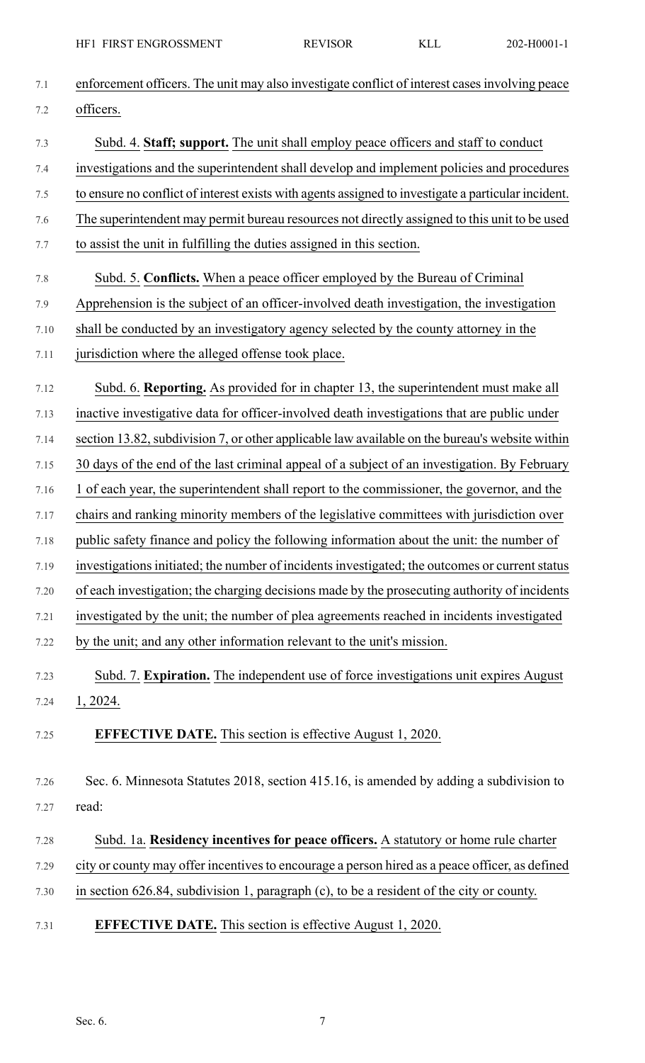enforcement officers. The unit may also investigate conflict of interest cases involving peace officers.

Subd. 4. **Staff; support.** The unit shall employ peace officers and staff to conduct investigations and the superintendent shall develop and implement policies and procedures to ensure no conflict of interest exists with agents assigned to investigate a particular incident. The superintendent may permit bureau resources not directly assigned to this unit to be used to assist the unit in fulfilling the duties assigned in this section.

Subd. 5. **Conflicts.** When a peace officer employed by the Bureau of Criminal Apprehension is the subject of an officer-involved death investigation, the investigation shall be conducted by an investigatory agency selected by the county attorney in the jurisdiction where the alleged offense took place.

Subd. 6. **Reporting.** As provided for in chapter 13, the superintendent must make all inactive investigative data for officer-involved death investigations that are public under section 13.82, subdivision 7, or other applicable law available on the bureau's website within 30 days of the end of the last criminal appeal of a subject of an investigation. By February 1 of each year, the superintendent shall report to the commissioner, the governor, and the chairs and ranking minority members of the legislative committees with jurisdiction over public safety finance and policy the following information about the unit: the number of investigations initiated; the number of incidents investigated; the outcomes or current status of each investigation; the charging decisions made by the prosecuting authority of incidents investigated by the unit; the number of plea agreements reached in incidents investigated by the unit; and any other information relevant to the unit's mission.

Subd. 7. **Expiration.** The independent use of force investigations unit expires August 1, 2024.

**EFFECTIVE DATE.** This section is effective August 1, 2020.

Sec. 6. Minnesota Statutes 2018, section 415.16, is amended by adding a subdivision to read:

Subd. 1a. **Residency incentives for peace officers.** A statutory or home rule charter city or county may offer incentives to encourage a person hired as a peace officer, as defined in section 626.84, subdivision 1, paragraph (c), to be a resident of the city or county.

**EFFECTIVE DATE.** This section is effective August 1, 2020.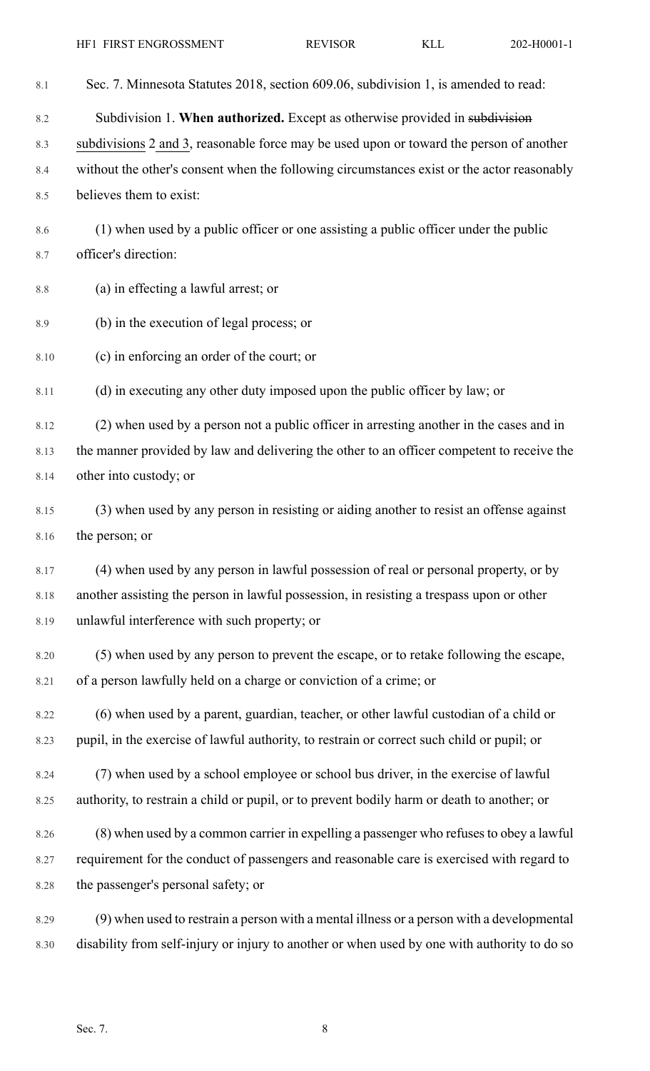Sec. 7. Minnesota Statutes 2018, section 609.06, subdivision 1, is amended to read:

Subdivision 1. **When authorized.** Except as otherwise provided in ~~subdivision~~ subdivisions 2 and 3, reasonable force may be used upon or toward the person of another without the other's consent when the following circumstances exist or the actor reasonably believes them to exist:

(1) when used by a public officer or one assisting a public officer under the public officer's direction:

(a) in effecting a lawful arrest; or

(b) in the execution of legal process; or

(c) in enforcing an order of the court; or

(d) in executing any other duty imposed upon the public officer by law; or

(2) when used by a person not a public officer in arresting another in the cases and in the manner provided by law and delivering the other to an officer competent to receive the other into custody; or

(3) when used by any person in resisting or aiding another to resist an offense against the person; or

(4) when used by any person in lawful possession of real or personal property, or by another assisting the person in lawful possession, in resisting a trespass upon or other unlawful interference with such property; or

(5) when used by any person to prevent the escape, or to retake following the escape, of a person lawfully held on a charge or conviction of a crime; or

(6) when used by a parent, guardian, teacher, or other lawful custodian of a child or pupil, in the exercise of lawful authority, to restrain or correct such child or pupil; or

(7) when used by a school employee or school bus driver, in the exercise of lawful authority, to restrain a child or pupil, or to prevent bodily harm or death to another; or

(8) when used by a common carrier in expelling a passenger who refuses to obey a lawful requirement for the conduct of passengers and reasonable care is exercised with regard to the passenger's personal safety; or

(9) when used to restrain a person with a mental illness or a person with a developmental disability from self-injury or injury to another or when used by one with authority to do so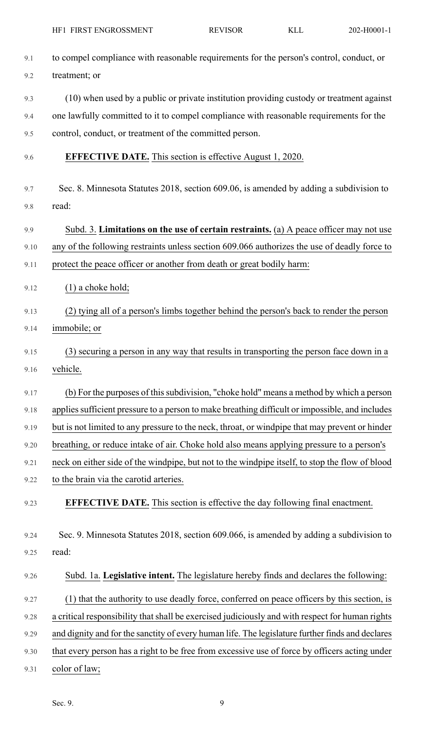to compel compliance with reasonable requirements for the person's control, conduct, or treatment; or

(10) when used by a public or private institution providing custody or treatment against one lawfully committed to it to compel compliance with reasonable requirements for the control, conduct, or treatment of the committed person.

**EFFECTIVE DATE.** This section is effective August 1, 2020.

Sec. 8. Minnesota Statutes 2018, section 609.06, is amended by adding a subdivision to read:

Subd. 3. **Limitations on the use of certain restraints.** (a) A peace officer may not use any of the following restraints unless section 609.066 authorizes the use of deadly force to protect the peace officer or another from death or great bodily harm:

(1) a choke hold;

(2) tying all of a person's limbs together behind the person's back to render the person immobile; or

(3) securing a person in any way that results in transporting the person face down in a vehicle.

(b) For the purposes of this subdivision, "choke hold" means a method by which a person applies sufficient pressure to a person to make breathing difficult or impossible, and includes but is not limited to any pressure to the neck, throat, or windpipe that may prevent or hinder breathing, or reduce intake of air. Choke hold also means applying pressure to a person's neck on either side of the windpipe, but not to the windpipe itself, to stop the flow of blood to the brain via the carotid arteries.

**EFFECTIVE DATE.** This section is effective the day following final enactment.

Sec. 9. Minnesota Statutes 2018, section 609.066, is amended by adding a subdivision to read:

Subd. 1a. **Legislative intent.** The legislature hereby finds and declares the following:

(1) that the authority to use deadly force, conferred on peace officers by this section, is a critical responsibility that shall be exercised judiciously and with respect for human rights and dignity and for the sanctity of every human life. The legislature further finds and declares that every person has a right to be free from excessive use of force by officers acting under color of law;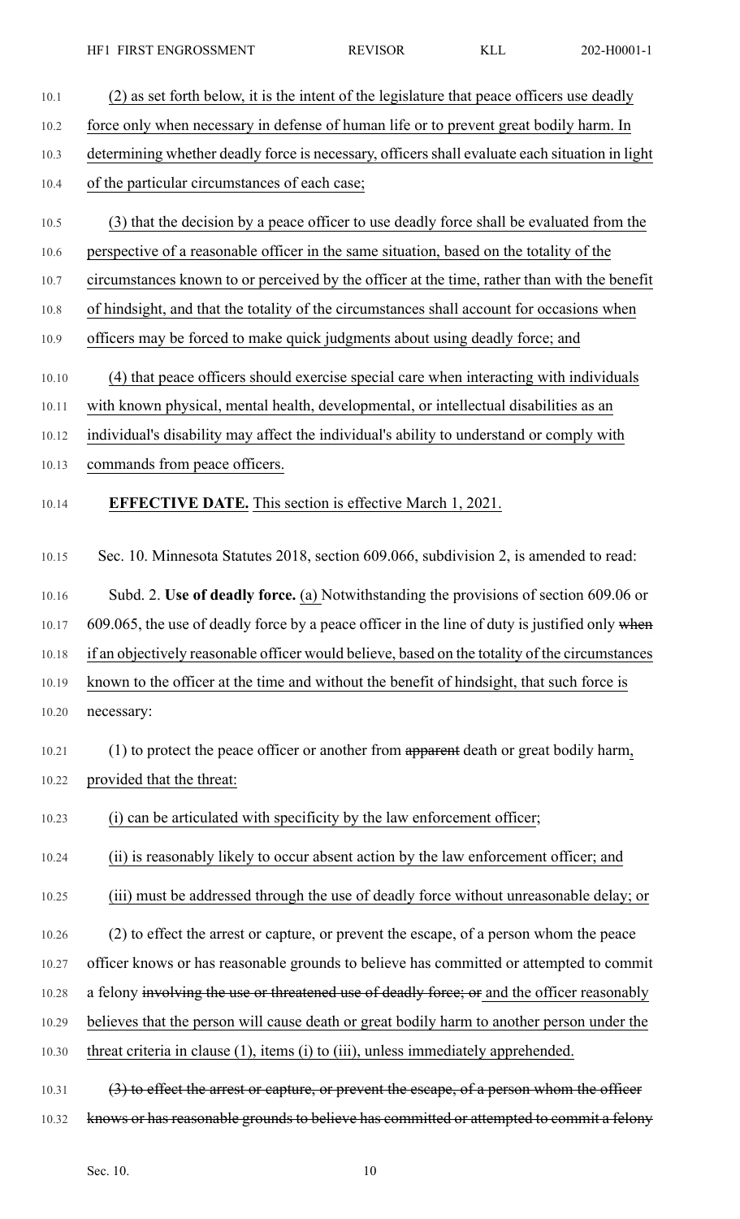(2) as set forth below, it is the intent of the legislature that peace officers use deadly force only when necessary in defense of human life or to prevent great bodily harm. In determining whether deadly force is necessary, officers shall evaluate each situation in light of the particular circumstances of each case;

(3) that the decision by a peace officer to use deadly force shall be evaluated from the perspective of a reasonable officer in the same situation, based on the totality of the circumstances known to or perceived by the officer at the time, rather than with the benefit of hindsight, and that the totality of the circumstances shall account for occasions when officers may be forced to make quick judgments about using deadly force; and

(4) that peace officers should exercise special care when interacting with individuals with known physical, mental health, developmental, or intellectual disabilities as an individual's disability may affect the individual's ability to understand or comply with commands from peace officers.

**EFFECTIVE DATE.** This section is effective March 1, 2021.

Sec. 10. Minnesota Statutes 2018, section 609.066, subdivision 2, is amended to read:

Subd. 2. **Use of deadly force.** (a) Notwithstanding the provisions of section 609.06 or 609.065, the use of deadly force by a peace officer in the line of duty is justified only ~~when~~ if an objectively reasonable officer would believe, based on the totality of the circumstances known to the officer at the time and without the benefit of hindsight, that such force is necessary:

(1) to protect the peace officer or another from ~~apparent~~ death or great bodily harm, provided that the threat:

(i) can be articulated with specificity by the law enforcement officer;

(ii) is reasonably likely to occur absent action by the law enforcement officer; and

(iii) must be addressed through the use of deadly force without unreasonable delay; or

(2) to effect the arrest or capture, or prevent the escape, of a person whom the peace officer knows or has reasonable grounds to believe has committed or attempted to commit a felony ~~involving the use or threatened use of deadly force; or~~ and the officer reasonably believes that the person will cause death or great bodily harm to another person under the threat criteria in clause (1), items (i) to (iii), unless immediately apprehended.

~~(3) to effect the arrest or capture, or prevent the escape, of a person whom the officer knows or has reasonable grounds to believe has committed or attempted to commit a felony~~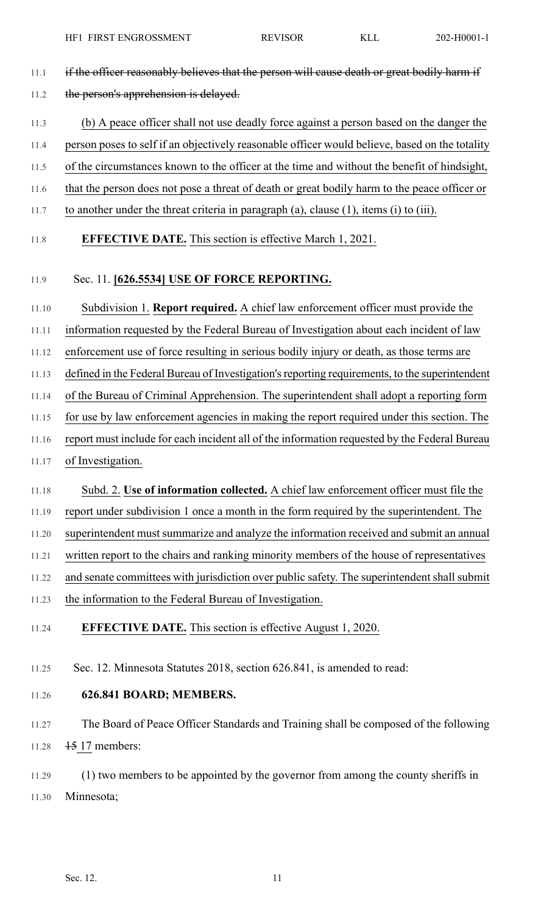~~if the officer reasonably believes that the person will cause death or great bodily harm if the person's apprehension is delayed.~~

(b) A peace officer shall not use deadly force against a person based on the danger the person poses to self if an objectively reasonable officer would believe, based on the totality of the circumstances known to the officer at the time and without the benefit of hindsight, that the person does not pose a threat of death or great bodily harm to the peace officer or to another under the threat criteria in paragraph (a), clause (1), items (i) to (iii).

**EFFECTIVE DATE.** This section is effective March 1, 2021.

Sec. 11. **[626.5534] USE OF FORCE REPORTING.**

Subdivision 1. **Report required.** A chief law enforcement officer must provide the information requested by the Federal Bureau of Investigation about each incident of law enforcement use of force resulting in serious bodily injury or death, as those terms are defined in the Federal Bureau of Investigation's reporting requirements, to the superintendent of the Bureau of Criminal Apprehension. The superintendent shall adopt a reporting form for use by law enforcement agencies in making the report required under this section. The report must include for each incident all of the information requested by the Federal Bureau of Investigation.

Subd. 2. **Use of information collected.** A chief law enforcement officer must file the report under subdivision 1 once a month in the form required by the superintendent. The superintendent must summarize and analyze the information received and submit an annual written report to the chairs and ranking minority members of the house of representatives and senate committees with jurisdiction over public safety. The superintendent shall submit the information to the Federal Bureau of Investigation.

**EFFECTIVE DATE.** This section is effective August 1, 2020.

Sec. 12. Minnesota Statutes 2018, section 626.841, is amended to read:

**626.841 BOARD; MEMBERS.**

The Board of Peace Officer Standards and Training shall be composed of the following ~~15~~ 17 members:

(1) two members to be appointed by the governor from among the county sheriffs in Minnesota;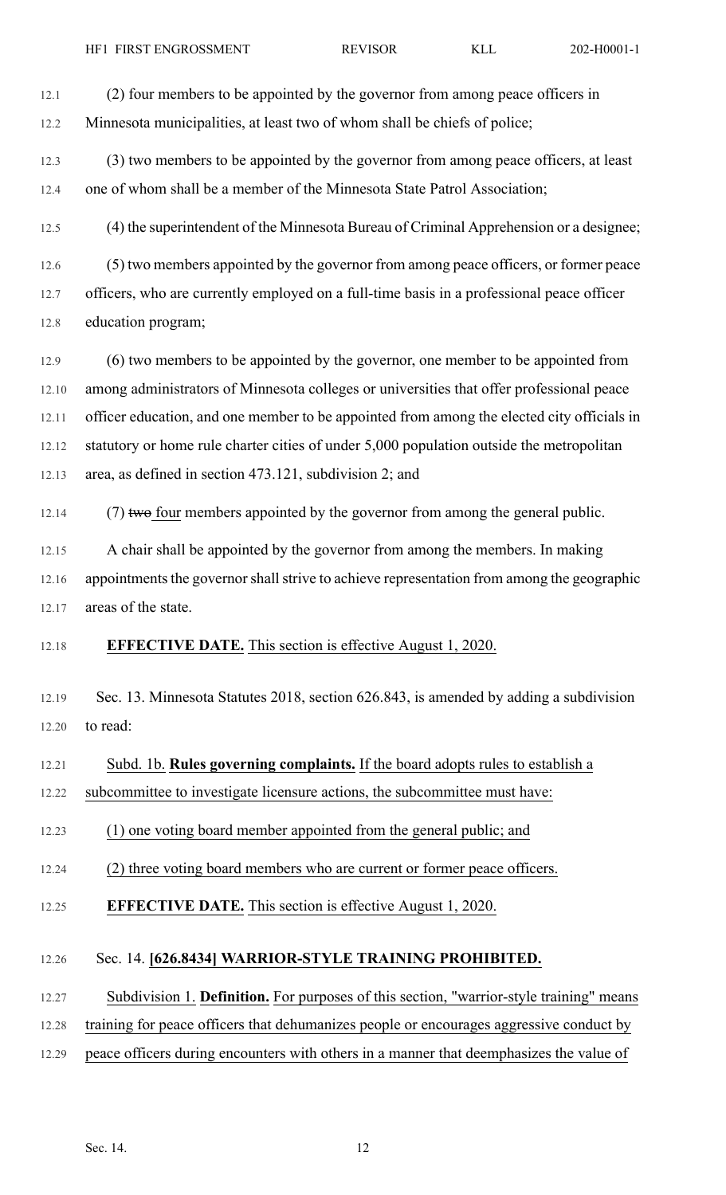(2) four members to be appointed by the governor from among peace officers in Minnesota municipalities, at least two of whom shall be chiefs of police;

(3) two members to be appointed by the governor from among peace officers, at least one of whom shall be a member of the Minnesota State Patrol Association;

(4) the superintendent of the Minnesota Bureau of Criminal Apprehension or a designee;

(5) two members appointed by the governor from among peace officers, or former peace officers, who are currently employed on a full-time basis in a professional peace officer education program;

(6) two members to be appointed by the governor, one member to be appointed from among administrators of Minnesota colleges or universities that offer professional peace officer education, and one member to be appointed from among the elected city officials in statutory or home rule charter cities of under 5,000 population outside the metropolitan area, as defined in section 473.121, subdivision 2; and

(7) ~~two~~ four members appointed by the governor from among the general public.

A chair shall be appointed by the governor from among the members. In making appointments the governor shall strive to achieve representation from among the geographic areas of the state.

**EFFECTIVE DATE.** This section is effective August 1, 2020.

Sec. 13. Minnesota Statutes 2018, section 626.843, is amended by adding a subdivision to read:

Subd. 1b. **Rules governing complaints.** If the board adopts rules to establish a subcommittee to investigate licensure actions, the subcommittee must have:

(1) one voting board member appointed from the general public; and

(2) three voting board members who are current or former peace officers.

**EFFECTIVE DATE.** This section is effective August 1, 2020.

Sec. 14. **[626.8434] WARRIOR-STYLE TRAINING PROHIBITED.**

Subdivision 1. **Definition.** For purposes of this section, "warrior-style training" means training for peace officers that dehumanizes people or encourages aggressive conduct by peace officers during encounters with others in a manner that deemphasizes the value of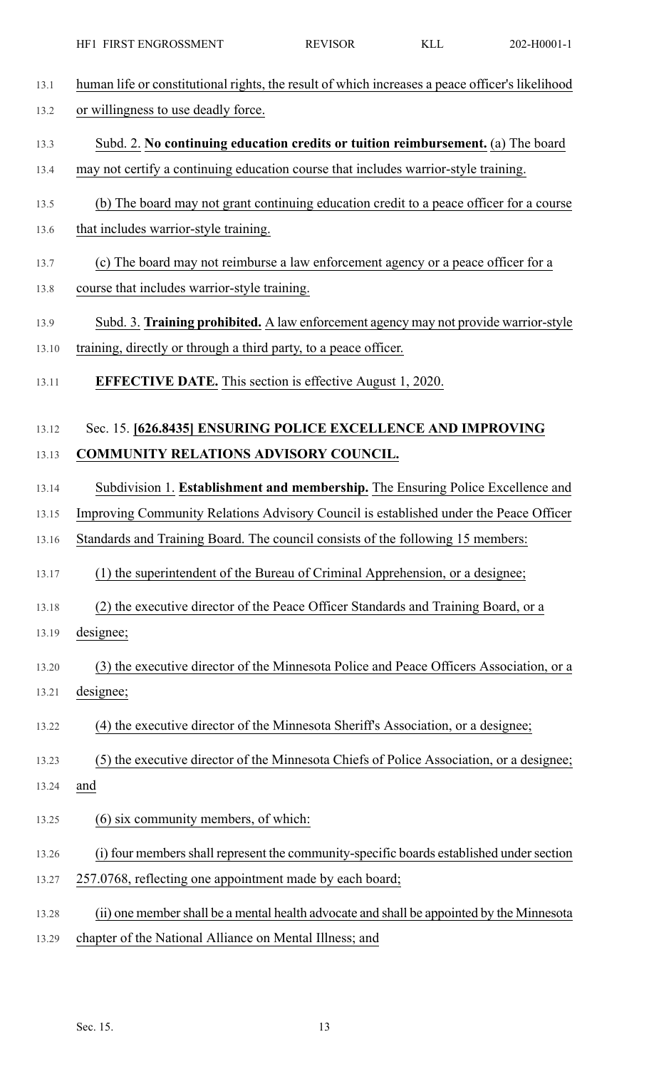human life or constitutional rights, the result of which increases a peace officer's likelihood or willingness to use deadly force.

Subd. 2. **No continuing education credits or tuition reimbursement.** (a) The board may not certify a continuing education course that includes warrior-style training.

(b) The board may not grant continuing education credit to a peace officer for a course that includes warrior-style training.

(c) The board may not reimburse a law enforcement agency or a peace officer for a course that includes warrior-style training.

Subd. 3. **Training prohibited.** A law enforcement agency may not provide warrior-style training, directly or through a third party, to a peace officer.

**EFFECTIVE DATE.** This section is effective August 1, 2020.

Sec. 15. **[626.8435] ENSURING POLICE EXCELLENCE AND IMPROVING COMMUNITY RELATIONS ADVISORY COUNCIL.**

Subdivision 1. **Establishment and membership.** The Ensuring Police Excellence and Improving Community Relations Advisory Council is established under the Peace Officer Standards and Training Board. The council consists of the following 15 members:

(1) the superintendent of the Bureau of Criminal Apprehension, or a designee;

(2) the executive director of the Peace Officer Standards and Training Board, or a designee;

(3) the executive director of the Minnesota Police and Peace Officers Association, or a designee;

(4) the executive director of the Minnesota Sheriff's Association, or a designee;

(5) the executive director of the Minnesota Chiefs of Police Association, or a designee; and

(6) six community members, of which:

(i) four members shall represent the community-specific boards established under section 257.0768, reflecting one appointment made by each board;

(ii) one member shall be a mental health advocate and shall be appointed by the Minnesota chapter of the National Alliance on Mental Illness; and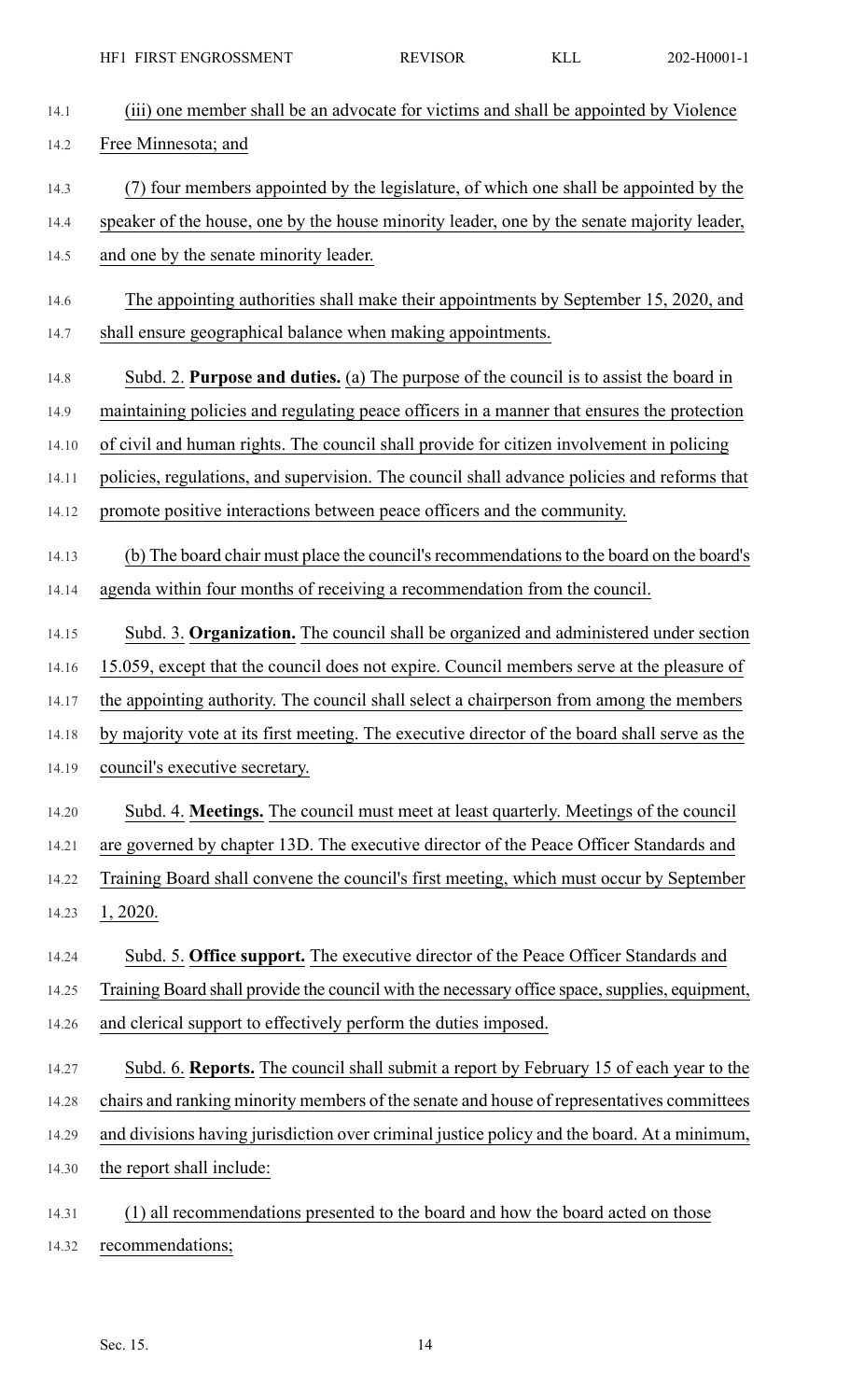(iii) one member shall be an advocate for victims and shall be appointed by Violence Free Minnesota; and

(7) four members appointed by the legislature, of which one shall be appointed by the speaker of the house, one by the house minority leader, one by the senate majority leader, and one by the senate minority leader.

The appointing authorities shall make their appointments by September 15, 2020, and shall ensure geographical balance when making appointments.

Subd. 2. **Purpose and duties.** (a) The purpose of the council is to assist the board in maintaining policies and regulating peace officers in a manner that ensures the protection of civil and human rights. The council shall provide for citizen involvement in policing policies, regulations, and supervision. The council shall advance policies and reforms that promote positive interactions between peace officers and the community.

(b) The board chair must place the council's recommendations to the board on the board's agenda within four months of receiving a recommendation from the council.

Subd. 3. **Organization.** The council shall be organized and administered under section 15.059, except that the council does not expire. Council members serve at the pleasure of the appointing authority. The council shall select a chairperson from among the members by majority vote at its first meeting. The executive director of the board shall serve as the council's executive secretary.

Subd. 4. **Meetings.** The council must meet at least quarterly. Meetings of the council are governed by chapter 13D. The executive director of the Peace Officer Standards and Training Board shall convene the council's first meeting, which must occur by September 1, 2020.

Subd. 5. **Office support.** The executive director of the Peace Officer Standards and Training Board shall provide the council with the necessary office space, supplies, equipment, and clerical support to effectively perform the duties imposed.

Subd. 6. **Reports.** The council shall submit a report by February 15 of each year to the chairs and ranking minority members of the senate and house of representatives committees and divisions having jurisdiction over criminal justice policy and the board. At a minimum, the report shall include:

(1) all recommendations presented to the board and how the board acted on those recommendations;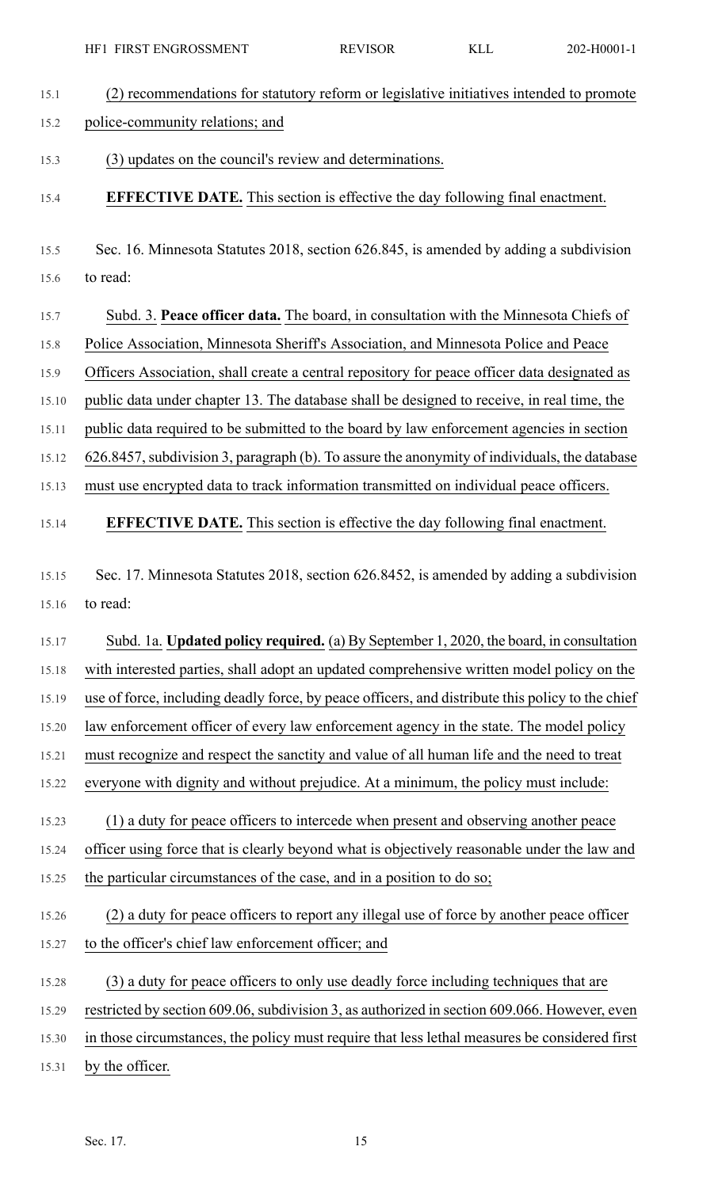(2) recommendations for statutory reform or legislative initiatives intended to promote police-community relations; and

(3) updates on the council's review and determinations.

**EFFECTIVE DATE.** This section is effective the day following final enactment.

Sec. 16. Minnesota Statutes 2018, section 626.845, is amended by adding a subdivision to read:

Subd. 3. **Peace officer data.** The board, in consultation with the Minnesota Chiefs of Police Association, Minnesota Sheriff's Association, and Minnesota Police and Peace Officers Association, shall create a central repository for peace officer data designated as public data under chapter 13. The database shall be designed to receive, in real time, the public data required to be submitted to the board by law enforcement agencies in section 626.8457, subdivision 3, paragraph (b). To assure the anonymity of individuals, the database must use encrypted data to track information transmitted on individual peace officers.

**EFFECTIVE DATE.** This section is effective the day following final enactment.

Sec. 17. Minnesota Statutes 2018, section 626.8452, is amended by adding a subdivision to read:

Subd. 1a. **Updated policy required.** (a) By September 1, 2020, the board, in consultation with interested parties, shall adopt an updated comprehensive written model policy on the use of force, including deadly force, by peace officers, and distribute this policy to the chief law enforcement officer of every law enforcement agency in the state. The model policy must recognize and respect the sanctity and value of all human life and the need to treat everyone with dignity and without prejudice. At a minimum, the policy must include:

(1) a duty for peace officers to intercede when present and observing another peace officer using force that is clearly beyond what is objectively reasonable under the law and the particular circumstances of the case, and in a position to do so;

(2) a duty for peace officers to report any illegal use of force by another peace officer to the officer's chief law enforcement officer; and

(3) a duty for peace officers to only use deadly force including techniques that are restricted by section 609.06, subdivision 3, as authorized in section 609.066. However, even in those circumstances, the policy must require that less lethal measures be considered first by the officer.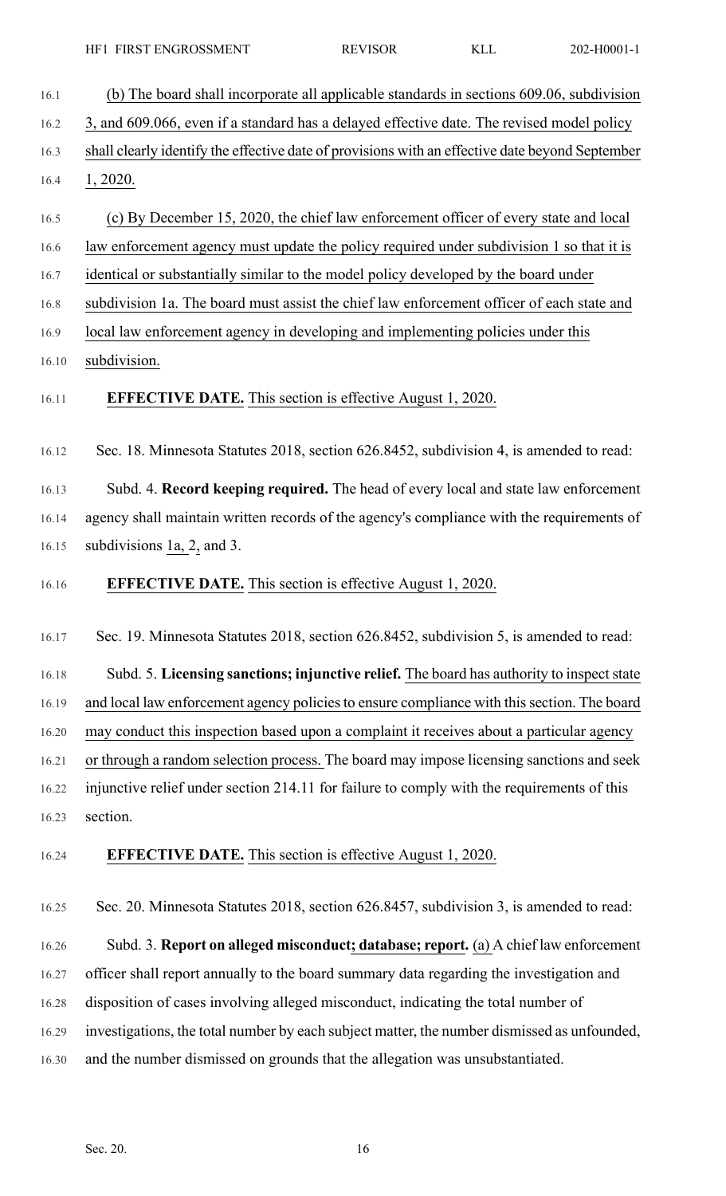(b) The board shall incorporate all applicable standards in sections 609.06, subdivision 3, and 609.066, even if a standard has a delayed effective date. The revised model policy shall clearly identify the effective date of provisions with an effective date beyond September 1, 2020.

(c) By December 15, 2020, the chief law enforcement officer of every state and local law enforcement agency must update the policy required under subdivision 1 so that it is identical or substantially similar to the model policy developed by the board under subdivision 1a. The board must assist the chief law enforcement officer of each state and local law enforcement agency in developing and implementing policies under this subdivision.

**EFFECTIVE DATE.** This section is effective August 1, 2020.

Sec. 18. Minnesota Statutes 2018, section 626.8452, subdivision 4, is amended to read:

Subd. 4. **Record keeping required.** The head of every local and state law enforcement agency shall maintain written records of the agency's compliance with the requirements of subdivisions 1a, 2, and 3.

**EFFECTIVE DATE.** This section is effective August 1, 2020.

Sec. 19. Minnesota Statutes 2018, section 626.8452, subdivision 5, is amended to read:

Subd. 5. **Licensing sanctions; injunctive relief.** The board has authority to inspect state and local law enforcement agency policies to ensure compliance with this section. The board may conduct this inspection based upon a complaint it receives about a particular agency or through a random selection process. The board may impose licensing sanctions and seek injunctive relief under section 214.11 for failure to comply with the requirements of this section.

**EFFECTIVE DATE.** This section is effective August 1, 2020.

Sec. 20. Minnesota Statutes 2018, section 626.8457, subdivision 3, is amended to read:

Subd. 3. **Report on alleged misconduct; database; report.** (a) A chief law enforcement officer shall report annually to the board summary data regarding the investigation and disposition of cases involving alleged misconduct, indicating the total number of investigations, the total number by each subject matter, the number dismissed as unfounded, and the number dismissed on grounds that the allegation was unsubstantiated.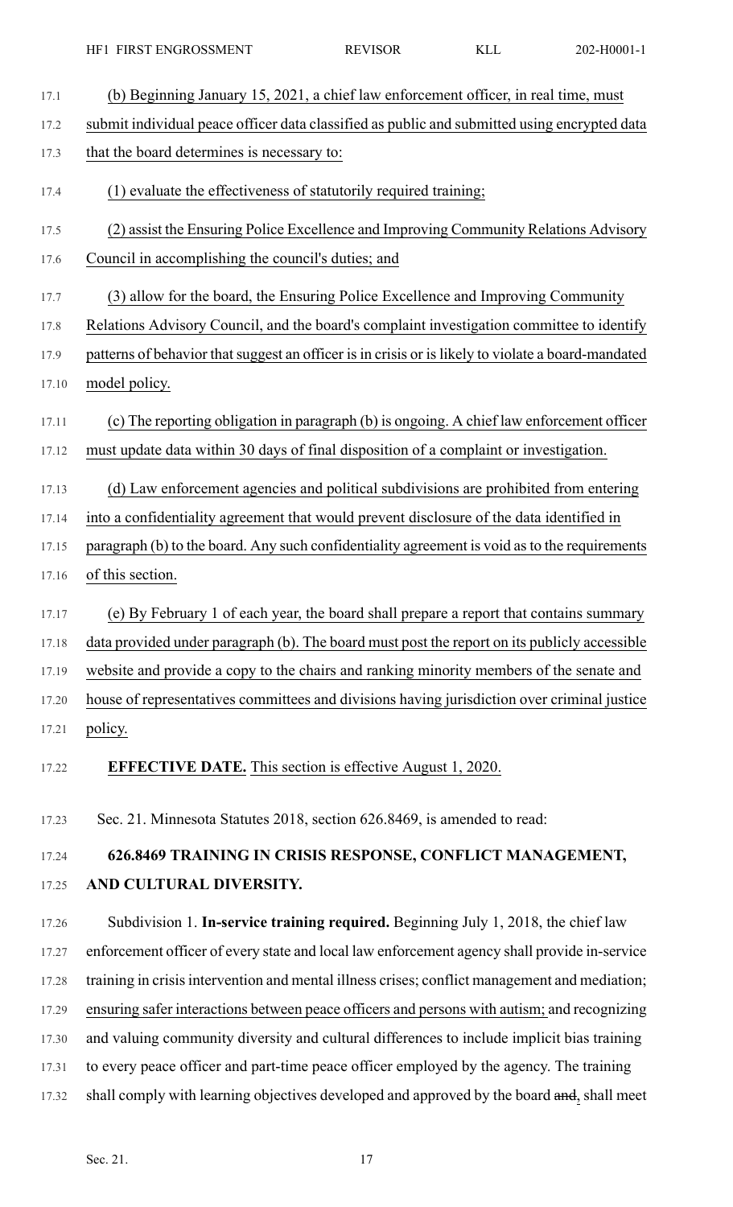(b) Beginning January 15, 2021, a chief law enforcement officer, in real time, must submit individual peace officer data classified as public and submitted using encrypted data that the board determines is necessary to:

(1) evaluate the effectiveness of statutorily required training;

(2) assist the Ensuring Police Excellence and Improving Community Relations Advisory Council in accomplishing the council's duties; and

(3) allow for the board, the Ensuring Police Excellence and Improving Community Relations Advisory Council, and the board's complaint investigation committee to identify patterns of behavior that suggest an officer is in crisis or is likely to violate a board-mandated model policy.

(c) The reporting obligation in paragraph (b) is ongoing. A chief law enforcement officer must update data within 30 days of final disposition of a complaint or investigation.

(d) Law enforcement agencies and political subdivisions are prohibited from entering into a confidentiality agreement that would prevent disclosure of the data identified in paragraph (b) to the board. Any such confidentiality agreement is void as to the requirements of this section.

(e) By February 1 of each year, the board shall prepare a report that contains summary data provided under paragraph (b). The board must post the report on its publicly accessible website and provide a copy to the chairs and ranking minority members of the senate and house of representatives committees and divisions having jurisdiction over criminal justice policy.

**EFFECTIVE DATE.** This section is effective August 1, 2020.

Sec. 21. Minnesota Statutes 2018, section 626.8469, is amended to read:

**626.8469 TRAINING IN CRISIS RESPONSE, CONFLICT MANAGEMENT, AND CULTURAL DIVERSITY.**

Subdivision 1. **In-service training required.** Beginning July 1, 2018, the chief law enforcement officer of every state and local law enforcement agency shall provide in-service training in crisis intervention and mental illness crises; conflict management and mediation; ensuring safer interactions between peace officers and persons with autism; and recognizing and valuing community diversity and cultural differences to include implicit bias training to every peace officer and part-time peace officer employed by the agency. The training shall comply with learning objectives developed and approved by the board ~~and~~, shall meet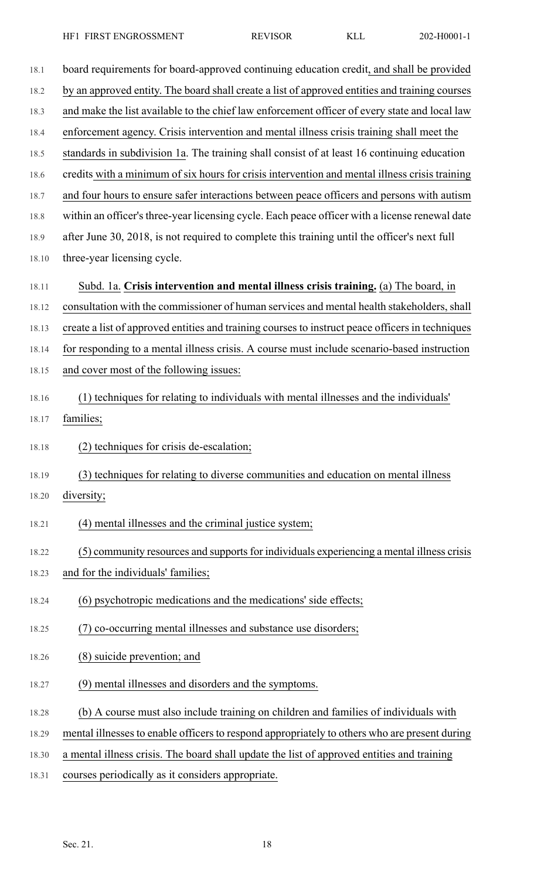board requirements for board-approved continuing education credit, and shall be provided by an approved entity. The board shall create a list of approved entities and training courses and make the list available to the chief law enforcement officer of every state and local law enforcement agency. Crisis intervention and mental illness crisis training shall meet the standards in subdivision 1a. The training shall consist of at least 16 continuing education credits with a minimum of six hours for crisis intervention and mental illness crisis training and four hours to ensure safer interactions between peace officers and persons with autism within an officer's three-year licensing cycle. Each peace officer with a license renewal date after June 30, 2018, is not required to complete this training until the officer's next full three-year licensing cycle.

Subd. 1a. **Crisis intervention and mental illness crisis training.** (a) The board, in consultation with the commissioner of human services and mental health stakeholders, shall create a list of approved entities and training courses to instruct peace officers in techniques for responding to a mental illness crisis. A course must include scenario-based instruction and cover most of the following issues:

(1) techniques for relating to individuals with mental illnesses and the individuals' families;

(2) techniques for crisis de-escalation;

(3) techniques for relating to diverse communities and education on mental illness diversity;

(4) mental illnesses and the criminal justice system;

(5) community resources and supports for individuals experiencing a mental illness crisis and for the individuals' families;

(6) psychotropic medications and the medications' side effects;

(7) co-occurring mental illnesses and substance use disorders;

(8) suicide prevention; and

(9) mental illnesses and disorders and the symptoms.

(b) A course must also include training on children and families of individuals with mental illnesses to enable officers to respond appropriately to others who are present during a mental illness crisis. The board shall update the list of approved entities and training courses periodically as it considers appropriate.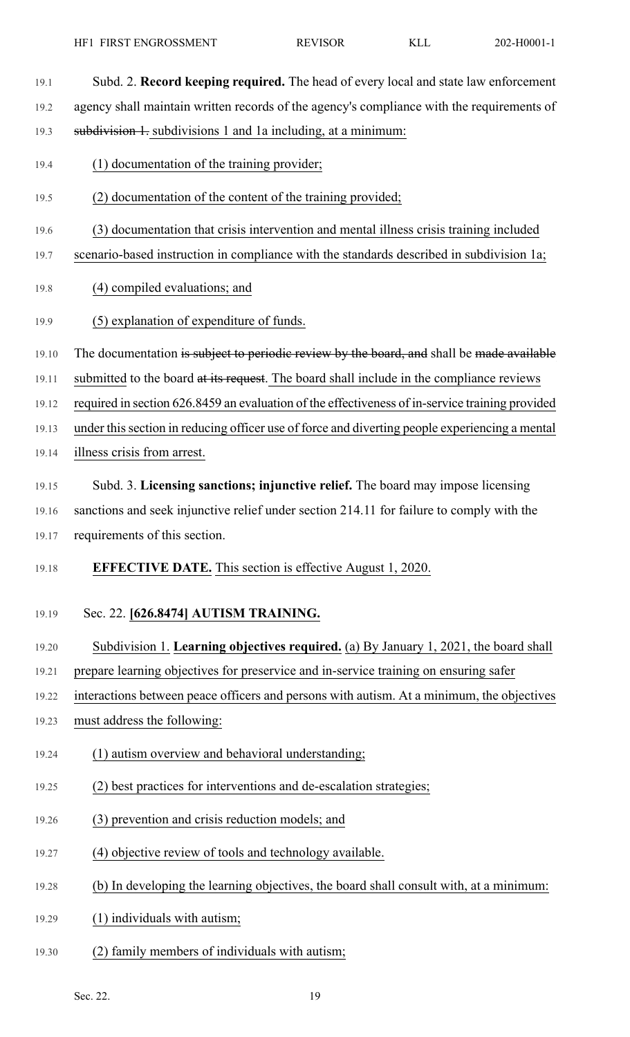Subd. 2. **Record keeping required.** The head of every local and state law enforcement agency shall maintain written records of the agency's compliance with the requirements of ~~subdivision 1.~~ subdivisions 1 and 1a including, at a minimum:

(1) documentation of the training provider;

(2) documentation of the content of the training provided;

(3) documentation that crisis intervention and mental illness crisis training included scenario-based instruction in compliance with the standards described in subdivision 1a;

(4) compiled evaluations; and

(5) explanation of expenditure of funds.

The documentation ~~is subject to periodic review by the board, and~~ shall be ~~made available~~ submitted to the board ~~at its request~~. The board shall include in the compliance reviews required in section 626.8459 an evaluation of the effectiveness of in-service training provided under this section in reducing officer use of force and diverting people experiencing a mental illness crisis from arrest.

Subd. 3. **Licensing sanctions; injunctive relief.** The board may impose licensing sanctions and seek injunctive relief under section 214.11 for failure to comply with the requirements of this section.

**EFFECTIVE DATE.** This section is effective August 1, 2020.

Sec. 22. **[626.8474] AUTISM TRAINING.**

Subdivision 1. **Learning objectives required.** (a) By January 1, 2021, the board shall prepare learning objectives for preservice and in-service training on ensuring safer interactions between peace officers and persons with autism. At a minimum, the objectives must address the following:

(1) autism overview and behavioral understanding;

(2) best practices for interventions and de-escalation strategies;

(3) prevention and crisis reduction models; and

(4) objective review of tools and technology available.

(b) In developing the learning objectives, the board shall consult with, at a minimum:

(1) individuals with autism;

(2) family members of individuals with autism;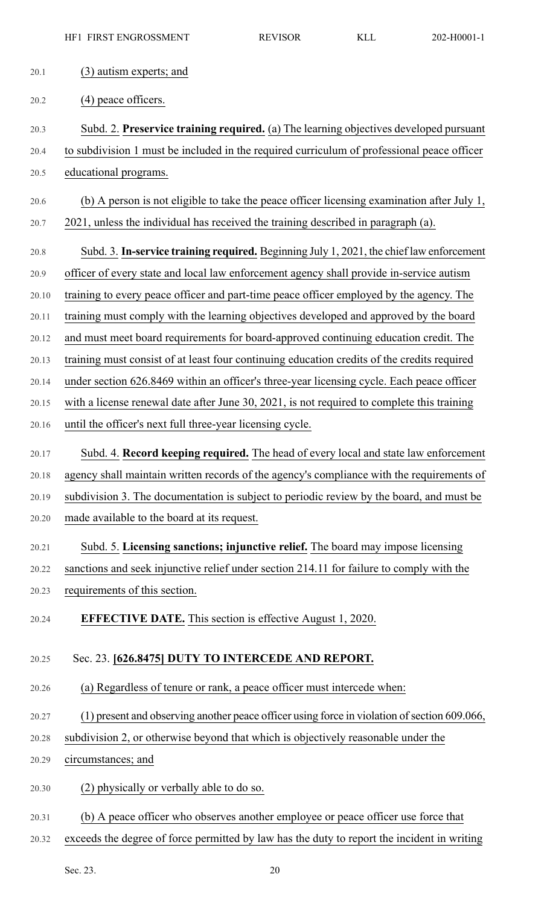(3) autism experts; and

(4) peace officers.

Subd. 2. **Preservice training required.** (a) The learning objectives developed pursuant to subdivision 1 must be included in the required curriculum of professional peace officer educational programs.

(b) A person is not eligible to take the peace officer licensing examination after July 1, 2021, unless the individual has received the training described in paragraph (a).

Subd. 3. **In-service training required.** Beginning July 1, 2021, the chief law enforcement officer of every state and local law enforcement agency shall provide in-service autism training to every peace officer and part-time peace officer employed by the agency. The training must comply with the learning objectives developed and approved by the board and must meet board requirements for board-approved continuing education credit. The training must consist of at least four continuing education credits of the credits required under section 626.8469 within an officer's three-year licensing cycle. Each peace officer with a license renewal date after June 30, 2021, is not required to complete this training until the officer's next full three-year licensing cycle.

Subd. 4. **Record keeping required.** The head of every local and state law enforcement agency shall maintain written records of the agency's compliance with the requirements of subdivision 3. The documentation is subject to periodic review by the board, and must be made available to the board at its request.

Subd. 5. **Licensing sanctions; injunctive relief.** The board may impose licensing sanctions and seek injunctive relief under section 214.11 for failure to comply with the requirements of this section.

**EFFECTIVE DATE.** This section is effective August 1, 2020.

Sec. 23. **[626.8475] DUTY TO INTERCEDE AND REPORT.**

(a) Regardless of tenure or rank, a peace officer must intercede when:

(1) present and observing another peace officer using force in violation of section 609.066, subdivision 2, or otherwise beyond that which is objectively reasonable under the circumstances; and

(2) physically or verbally able to do so.

(b) A peace officer who observes another employee or peace officer use force that exceeds the degree of force permitted by law has the duty to report the incident in writing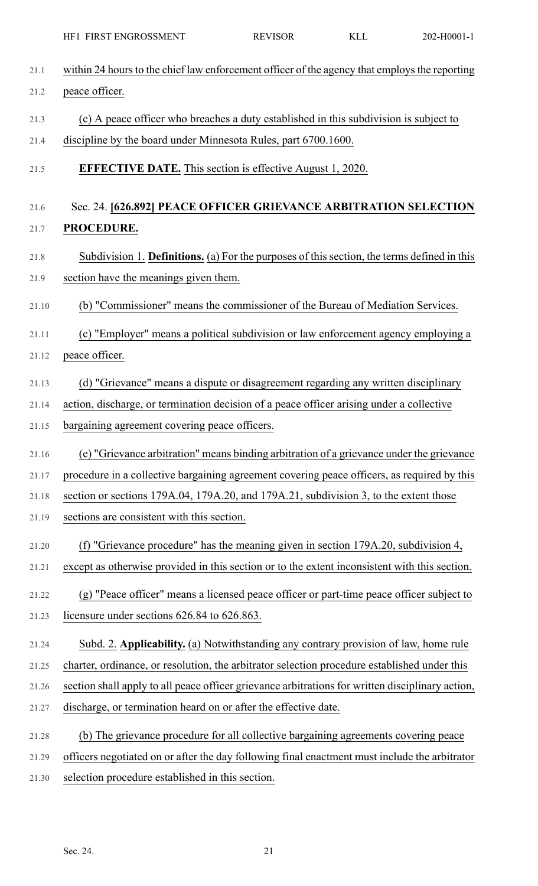within 24 hours to the chief law enforcement officer of the agency that employs the reporting peace officer.

(c) A peace officer who breaches a duty established in this subdivision is subject to discipline by the board under Minnesota Rules, part 6700.1600.

**EFFECTIVE DATE.** This section is effective August 1, 2020.

Sec. 24. **[626.892] PEACE OFFICER GRIEVANCE ARBITRATION SELECTION PROCEDURE.**

Subdivision 1. **Definitions.** (a) For the purposes of this section, the terms defined in this section have the meanings given them.

(b) "Commissioner" means the commissioner of the Bureau of Mediation Services.

(c) "Employer" means a political subdivision or law enforcement agency employing a peace officer.

(d) "Grievance" means a dispute or disagreement regarding any written disciplinary action, discharge, or termination decision of a peace officer arising under a collective bargaining agreement covering peace officers.

(e) "Grievance arbitration" means binding arbitration of a grievance under the grievance procedure in a collective bargaining agreement covering peace officers, as required by this section or sections 179A.04, 179A.20, and 179A.21, subdivision 3, to the extent those sections are consistent with this section.

(f) "Grievance procedure" has the meaning given in section 179A.20, subdivision 4, except as otherwise provided in this section or to the extent inconsistent with this section.

(g) "Peace officer" means a licensed peace officer or part-time peace officer subject to licensure under sections 626.84 to 626.863.

Subd. 2. **Applicability.** (a) Notwithstanding any contrary provision of law, home rule charter, ordinance, or resolution, the arbitrator selection procedure established under this section shall apply to all peace officer grievance arbitrations for written disciplinary action, discharge, or termination heard on or after the effective date.

(b) The grievance procedure for all collective bargaining agreements covering peace officers negotiated on or after the day following final enactment must include the arbitrator selection procedure established in this section.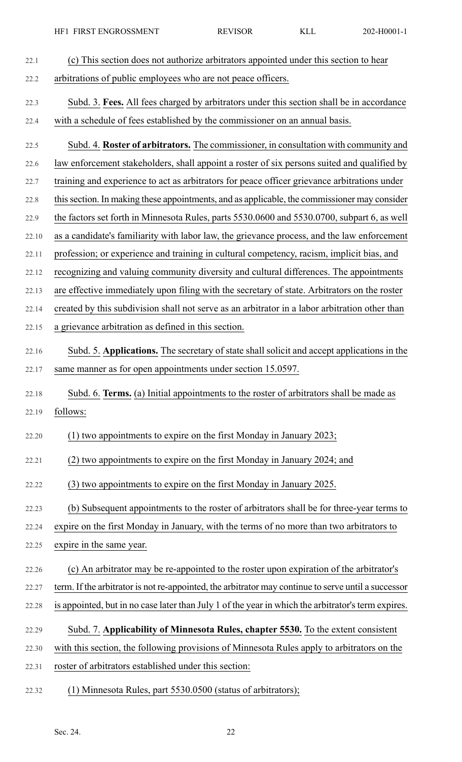(c) This section does not authorize arbitrators appointed under this section to hear arbitrations of public employees who are not peace officers.

Subd. 3. **Fees.** All fees charged by arbitrators under this section shall be in accordance with a schedule of fees established by the commissioner on an annual basis.

Subd. 4. **Roster of arbitrators.** The commissioner, in consultation with community and law enforcement stakeholders, shall appoint a roster of six persons suited and qualified by training and experience to act as arbitrators for peace officer grievance arbitrations under this section. In making these appointments, and as applicable, the commissioner may consider the factors set forth in Minnesota Rules, parts 5530.0600 and 5530.0700, subpart 6, as well as a candidate's familiarity with labor law, the grievance process, and the law enforcement profession; or experience and training in cultural competency, racism, implicit bias, and recognizing and valuing community diversity and cultural differences. The appointments are effective immediately upon filing with the secretary of state. Arbitrators on the roster created by this subdivision shall not serve as an arbitrator in a labor arbitration other than a grievance arbitration as defined in this section.

Subd. 5. **Applications.** The secretary of state shall solicit and accept applications in the same manner as for open appointments under section 15.0597.

Subd. 6. **Terms.** (a) Initial appointments to the roster of arbitrators shall be made as follows:

(1) two appointments to expire on the first Monday in January 2023;

(2) two appointments to expire on the first Monday in January 2024; and

(3) two appointments to expire on the first Monday in January 2025.

(b) Subsequent appointments to the roster of arbitrators shall be for three-year terms to expire on the first Monday in January, with the terms of no more than two arbitrators to expire in the same year.

(c) An arbitrator may be re-appointed to the roster upon expiration of the arbitrator's term. If the arbitrator is not re-appointed, the arbitrator may continue to serve until a successor is appointed, but in no case later than July 1 of the year in which the arbitrator's term expires.

Subd. 7. **Applicability of Minnesota Rules, chapter 5530.** To the extent consistent with this section, the following provisions of Minnesota Rules apply to arbitrators on the roster of arbitrators established under this section:

(1) Minnesota Rules, part 5530.0500 (status of arbitrators);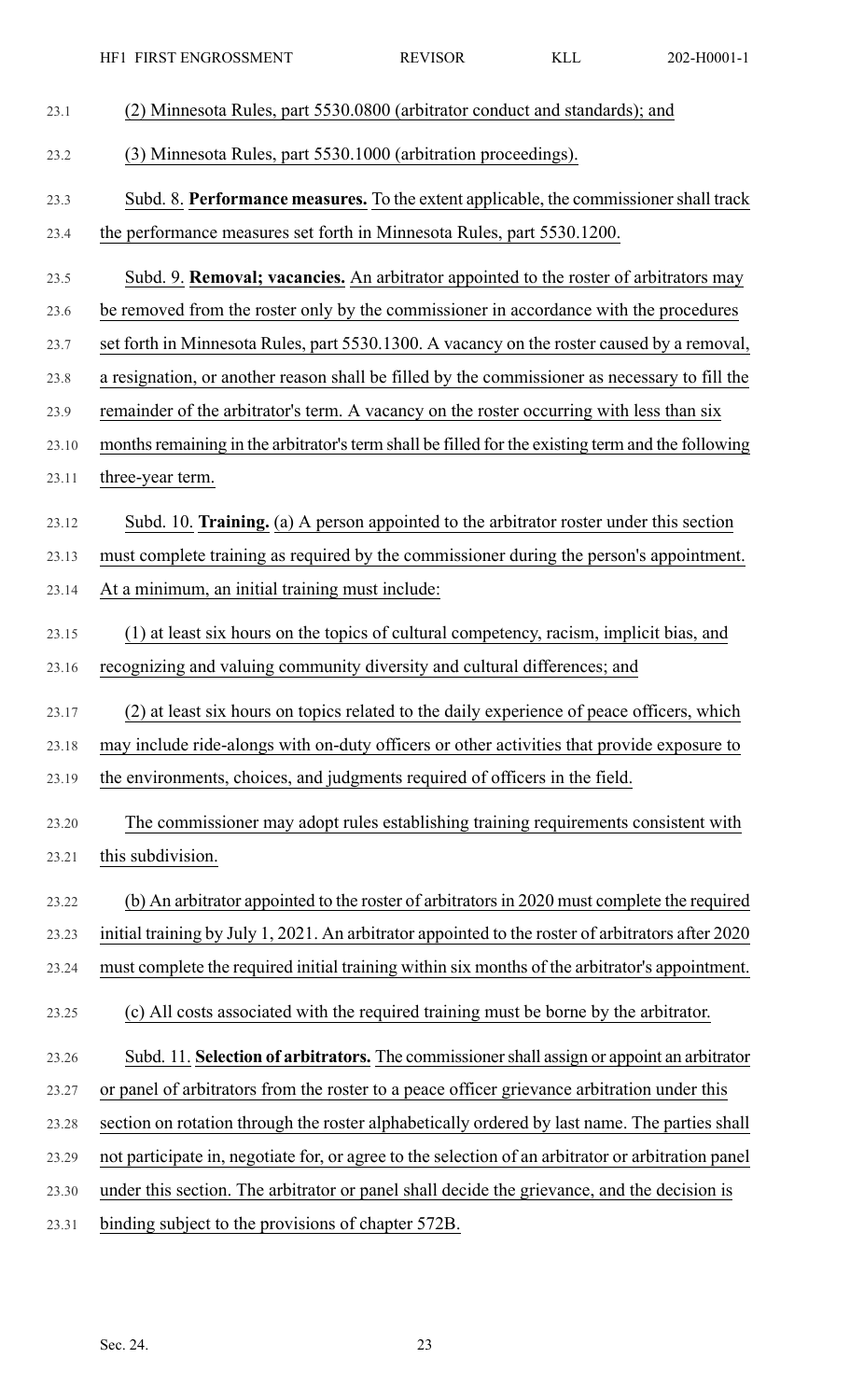(2) Minnesota Rules, part 5530.0800 (arbitrator conduct and standards); and

(3) Minnesota Rules, part 5530.1000 (arbitration proceedings).

Subd. 8. **Performance measures.** To the extent applicable, the commissioner shall track the performance measures set forth in Minnesota Rules, part 5530.1200.

Subd. 9. **Removal; vacancies.** An arbitrator appointed to the roster of arbitrators may be removed from the roster only by the commissioner in accordance with the procedures set forth in Minnesota Rules, part 5530.1300. A vacancy on the roster caused by a removal, a resignation, or another reason shall be filled by the commissioner as necessary to fill the remainder of the arbitrator's term. A vacancy on the roster occurring with less than six months remaining in the arbitrator's term shall be filled for the existing term and the following three-year term.

Subd. 10. **Training.** (a) A person appointed to the arbitrator roster under this section must complete training as required by the commissioner during the person's appointment. At a minimum, an initial training must include:

(1) at least six hours on the topics of cultural competency, racism, implicit bias, and recognizing and valuing community diversity and cultural differences; and

(2) at least six hours on topics related to the daily experience of peace officers, which may include ride-alongs with on-duty officers or other activities that provide exposure to the environments, choices, and judgments required of officers in the field.

The commissioner may adopt rules establishing training requirements consistent with this subdivision.

(b) An arbitrator appointed to the roster of arbitrators in 2020 must complete the required initial training by July 1, 2021. An arbitrator appointed to the roster of arbitrators after 2020 must complete the required initial training within six months of the arbitrator's appointment.

(c) All costs associated with the required training must be borne by the arbitrator.

Subd. 11. **Selection of arbitrators.** The commissioner shall assign or appoint an arbitrator or panel of arbitrators from the roster to a peace officer grievance arbitration under this section on rotation through the roster alphabetically ordered by last name. The parties shall not participate in, negotiate for, or agree to the selection of an arbitrator or arbitration panel under this section. The arbitrator or panel shall decide the grievance, and the decision is binding subject to the provisions of chapter 572B.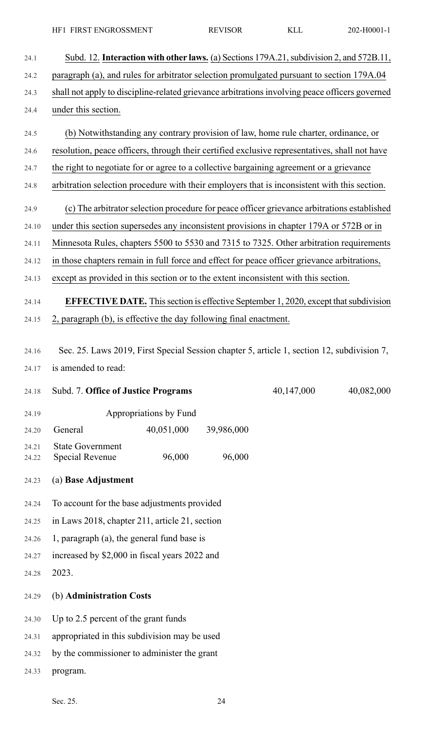Subd. 12. **Interaction with other laws.** (a) Sections 179A.21, subdivision 2, and 572B.11, paragraph (a), and rules for arbitrator selection promulgated pursuant to section 179A.04 shall not apply to discipline-related grievance arbitrations involving peace officers governed under this section.

(b) Notwithstanding any contrary provision of law, home rule charter, ordinance, or resolution, peace officers, through their certified exclusive representatives, shall not have the right to negotiate for or agree to a collective bargaining agreement or a grievance arbitration selection procedure with their employers that is inconsistent with this section.

(c) The arbitrator selection procedure for peace officer grievance arbitrations established under this section supersedes any inconsistent provisions in chapter 179A or 572B or in Minnesota Rules, chapters 5500 to 5530 and 7315 to 7325. Other arbitration requirements in those chapters remain in full force and effect for peace officer grievance arbitrations, except as provided in this section or to the extent inconsistent with this section.

**EFFECTIVE DATE.** This section is effective September 1, 2020, except that subdivision 2, paragraph (b), is effective the day following final enactment.

Sec. 25. Laws 2019, First Special Session chapter 5, article 1, section 12, subdivision 7, is amended to read:

| Subd. 7. **Office of Justice Programs** | | | 40,147,000 | 40,082,000 |
|---|---|---|---|---|
| Appropriations by Fund | | | | |
| General | 40,051,000 | 39,986,000 | | |
| State Government Special Revenue | 96,000 | 96,000 | | |

(a) **Base Adjustment**

To account for the base adjustments provided in Laws 2018, chapter 211, article 21, section 1, paragraph (a), the general fund base is increased by $2,000 in fiscal years 2022 and 2023.

(b) **Administration Costs**

Up to 2.5 percent of the grant funds appropriated in this subdivision may be used by the commissioner to administer the grant program.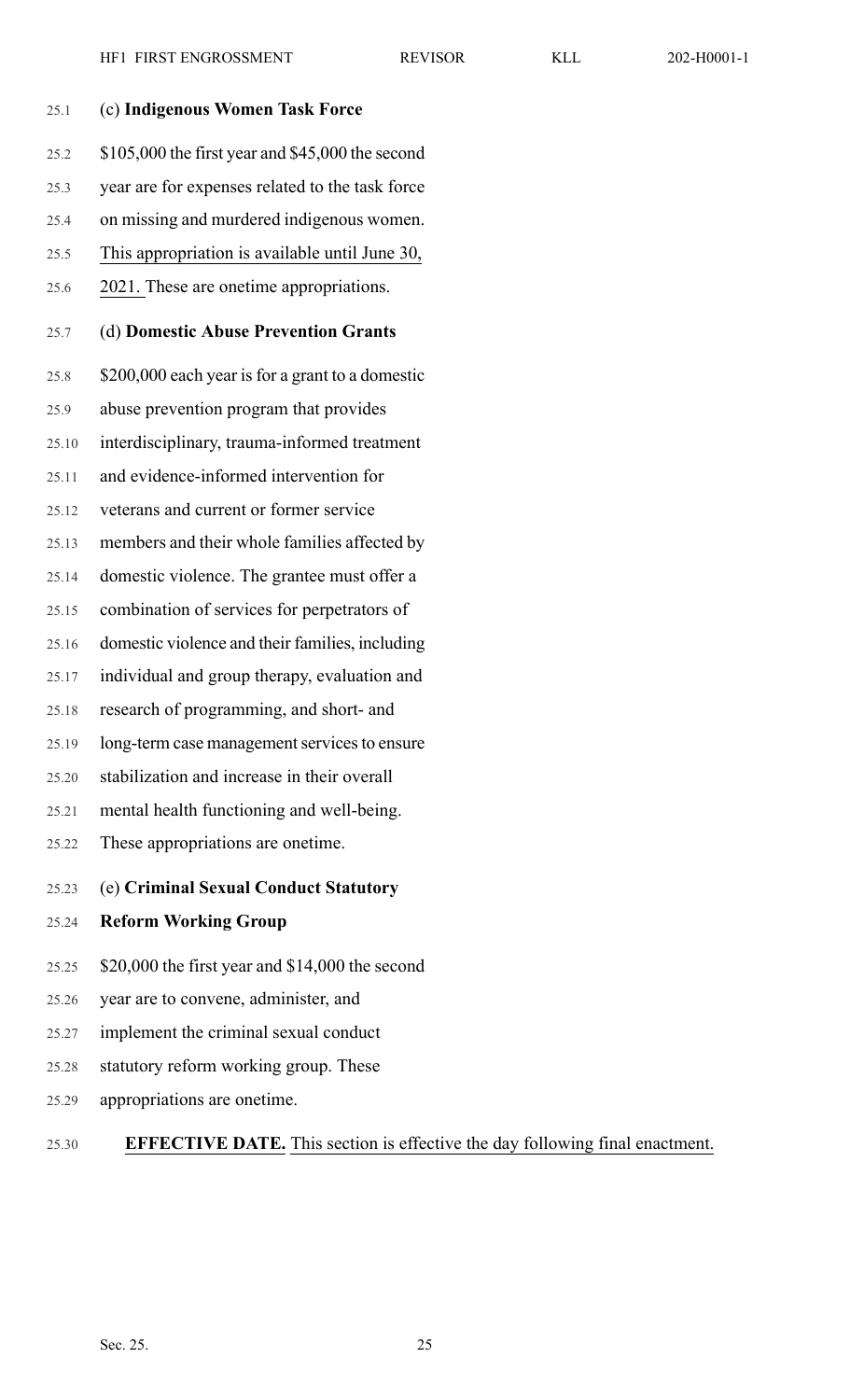(c) **Indigenous Women Task Force**

$105,000 the first year and $45,000 the second year are for expenses related to the task force on missing and murdered indigenous women. This appropriation is available until June 30, 2021. These are onetime appropriations.

(d) **Domestic Abuse Prevention Grants**

$200,000 each year is for a grant to a domestic abuse prevention program that provides interdisciplinary, trauma-informed treatment and evidence-informed intervention for veterans and current or former service members and their whole families affected by domestic violence. The grantee must offer a combination of services for perpetrators of domestic violence and their families, including individual and group therapy, evaluation and research of programming, and short- and long-term case management services to ensure stabilization and increase in their overall mental health functioning and well-being. These appropriations are onetime.

(e) **Criminal Sexual Conduct Statutory Reform Working Group**

$20,000 the first year and $14,000 the second year are to convene, administer, and implement the criminal sexual conduct statutory reform working group. These appropriations are onetime.

**EFFECTIVE DATE.** This section is effective the day following final enactment.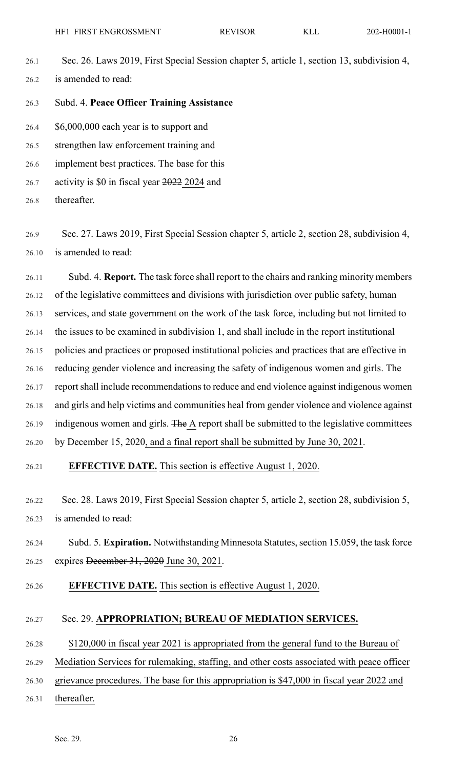Sec. 26. Laws 2019, First Special Session chapter 5, article 1, section 13, subdivision 4, is amended to read:

Subd. 4. **Peace Officer Training Assistance**

$6,000,000 each year is to support and strengthen law enforcement training and implement best practices. The base for this activity is $0 in fiscal year ~~2022~~ 2024 and thereafter.

Sec. 27. Laws 2019, First Special Session chapter 5, article 2, section 28, subdivision 4, is amended to read:

Subd. 4. **Report.** The task force shall report to the chairs and ranking minority members of the legislative committees and divisions with jurisdiction over public safety, human services, and state government on the work of the task force, including but not limited to the issues to be examined in subdivision 1, and shall include in the report institutional policies and practices or proposed institutional policies and practices that are effective in reducing gender violence and increasing the safety of indigenous women and girls. The report shall include recommendations to reduce and end violence against indigenous women and girls and help victims and communities heal from gender violence and violence against indigenous women and girls. ~~The~~ A report shall be submitted to the legislative committees by December 15, 2020, and a final report shall be submitted by June 30, 2021.

**EFFECTIVE DATE.** This section is effective August 1, 2020.

Sec. 28. Laws 2019, First Special Session chapter 5, article 2, section 28, subdivision 5, is amended to read:

Subd. 5. **Expiration.** Notwithstanding Minnesota Statutes, section 15.059, the task force expires ~~December 31, 2020~~ June 30, 2021.

**EFFECTIVE DATE.** This section is effective August 1, 2020.

Sec. 29. **APPROPRIATION; BUREAU OF MEDIATION SERVICES.**

$120,000 in fiscal year 2021 is appropriated from the general fund to the Bureau of Mediation Services for rulemaking, staffing, and other costs associated with peace officer grievance procedures. The base for this appropriation is $47,000 in fiscal year 2022 and thereafter.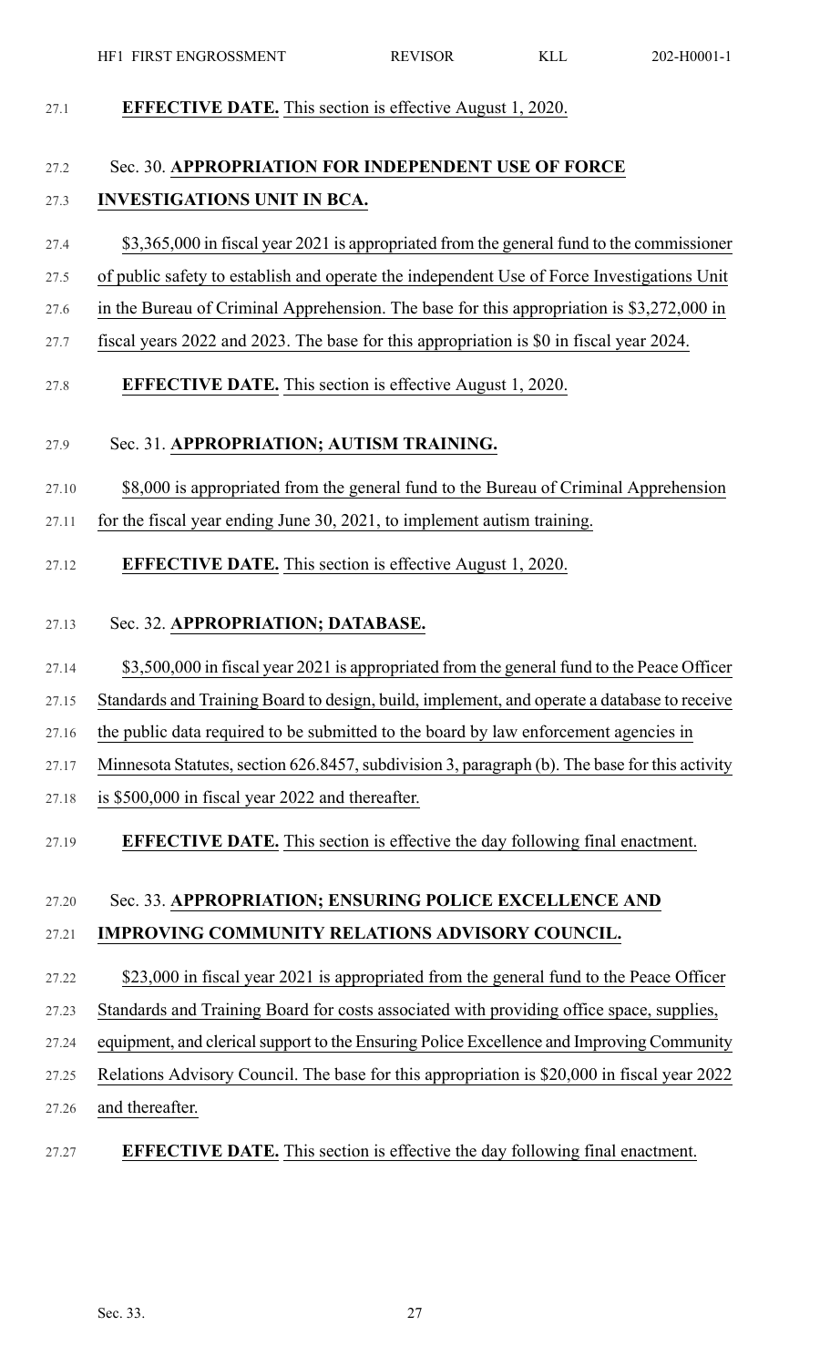**EFFECTIVE DATE.** This section is effective August 1, 2020.

Sec. 30. **APPROPRIATION FOR INDEPENDENT USE OF FORCE INVESTIGATIONS UNIT IN BCA.**

$3,365,000 in fiscal year 2021 is appropriated from the general fund to the commissioner of public safety to establish and operate the independent Use of Force Investigations Unit in the Bureau of Criminal Apprehension. The base for this appropriation is $3,272,000 in fiscal years 2022 and 2023. The base for this appropriation is $0 in fiscal year 2024.

**EFFECTIVE DATE.** This section is effective August 1, 2020.

Sec. 31. **APPROPRIATION; AUTISM TRAINING.**

$8,000 is appropriated from the general fund to the Bureau of Criminal Apprehension for the fiscal year ending June 30, 2021, to implement autism training.

**EFFECTIVE DATE.** This section is effective August 1, 2020.

Sec. 32. **APPROPRIATION; DATABASE.**

$3,500,000 in fiscal year 2021 is appropriated from the general fund to the Peace Officer Standards and Training Board to design, build, implement, and operate a database to receive the public data required to be submitted to the board by law enforcement agencies in Minnesota Statutes, section 626.8457, subdivision 3, paragraph (b). The base for this activity is $500,000 in fiscal year 2022 and thereafter.

**EFFECTIVE DATE.** This section is effective the day following final enactment.

Sec. 33. **APPROPRIATION; ENSURING POLICE EXCELLENCE AND IMPROVING COMMUNITY RELATIONS ADVISORY COUNCIL.**

$23,000 in fiscal year 2021 is appropriated from the general fund to the Peace Officer Standards and Training Board for costs associated with providing office space, supplies, equipment, and clerical support to the Ensuring Police Excellence and Improving Community Relations Advisory Council. The base for this appropriation is $20,000 in fiscal year 2022 and thereafter.

**EFFECTIVE DATE.** This section is effective the day following final enactment.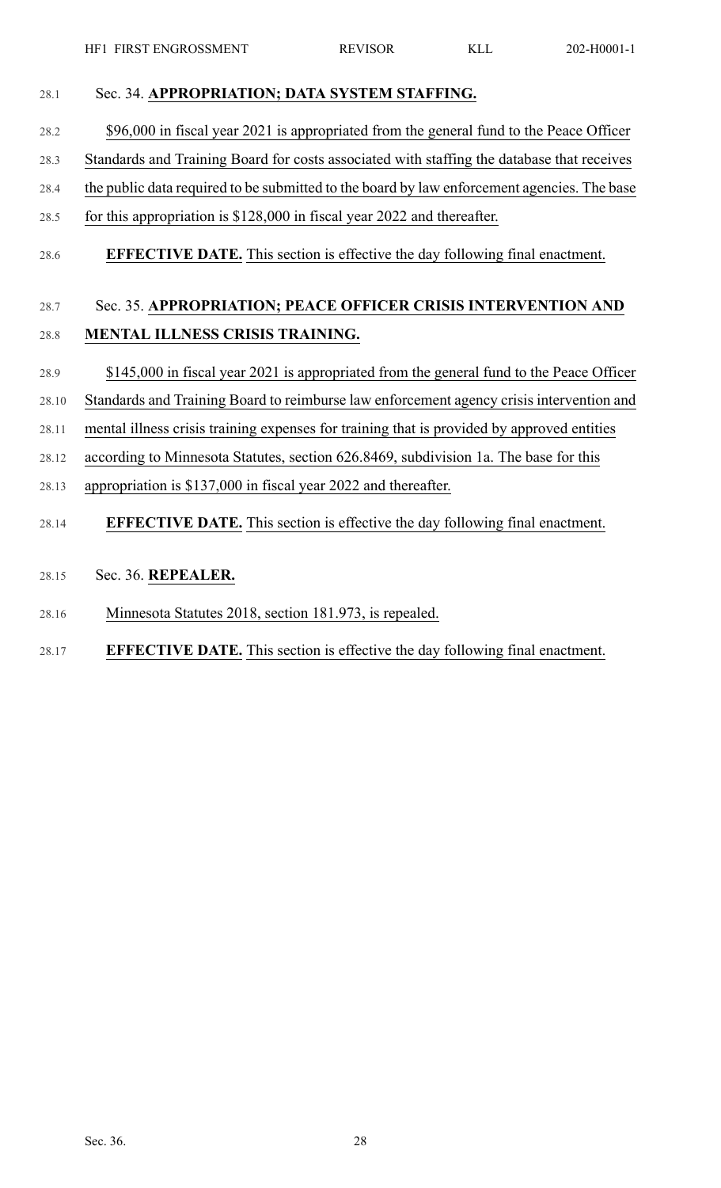Sec. 34. **APPROPRIATION; DATA SYSTEM STAFFING.**

$96,000 in fiscal year 2021 is appropriated from the general fund to the Peace Officer Standards and Training Board for costs associated with staffing the database that receives the public data required to be submitted to the board by law enforcement agencies. The base for this appropriation is $128,000 in fiscal year 2022 and thereafter.

**EFFECTIVE DATE.** This section is effective the day following final enactment.

Sec. 35. **APPROPRIATION; PEACE OFFICER CRISIS INTERVENTION AND MENTAL ILLNESS CRISIS TRAINING.**

$145,000 in fiscal year 2021 is appropriated from the general fund to the Peace Officer Standards and Training Board to reimburse law enforcement agency crisis intervention and mental illness crisis training expenses for training that is provided by approved entities according to Minnesota Statutes, section 626.8469, subdivision 1a. The base for this appropriation is $137,000 in fiscal year 2022 and thereafter.

**EFFECTIVE DATE.** This section is effective the day following final enactment.

Sec. 36. **REPEALER.**

Minnesota Statutes 2018, section 181.973, is repealed.

**EFFECTIVE DATE.** This section is effective the day following final enactment.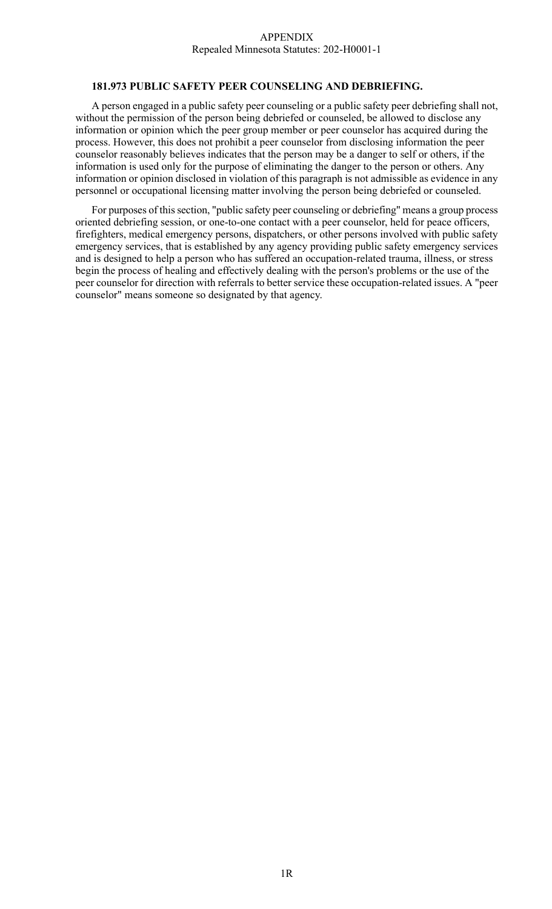APPENDIX
Repealed Minnesota Statutes: 202-H0001-1

**181.973 PUBLIC SAFETY PEER COUNSELING AND DEBRIEFING.**

A person engaged in a public safety peer counseling or a public safety peer debriefing shall not, without the permission of the person being debriefed or counseled, be allowed to disclose any information or opinion which the peer group member or peer counselor has acquired during the process. However, this does not prohibit a peer counselor from disclosing information the peer counselor reasonably believes indicates that the person may be a danger to self or others, if the information is used only for the purpose of eliminating the danger to the person or others. Any information or opinion disclosed in violation of this paragraph is not admissible as evidence in any personnel or occupational licensing matter involving the person being debriefed or counseled.

For purposes of this section, "public safety peer counseling or debriefing" means a group process oriented debriefing session, or one-to-one contact with a peer counselor, held for peace officers, firefighters, medical emergency persons, dispatchers, or other persons involved with public safety emergency services, that is established by any agency providing public safety emergency services and is designed to help a person who has suffered an occupation-related trauma, illness, or stress begin the process of healing and effectively dealing with the person's problems or the use of the peer counselor for direction with referrals to better service these occupation-related issues. A "peer counselor" means someone so designated by that agency.